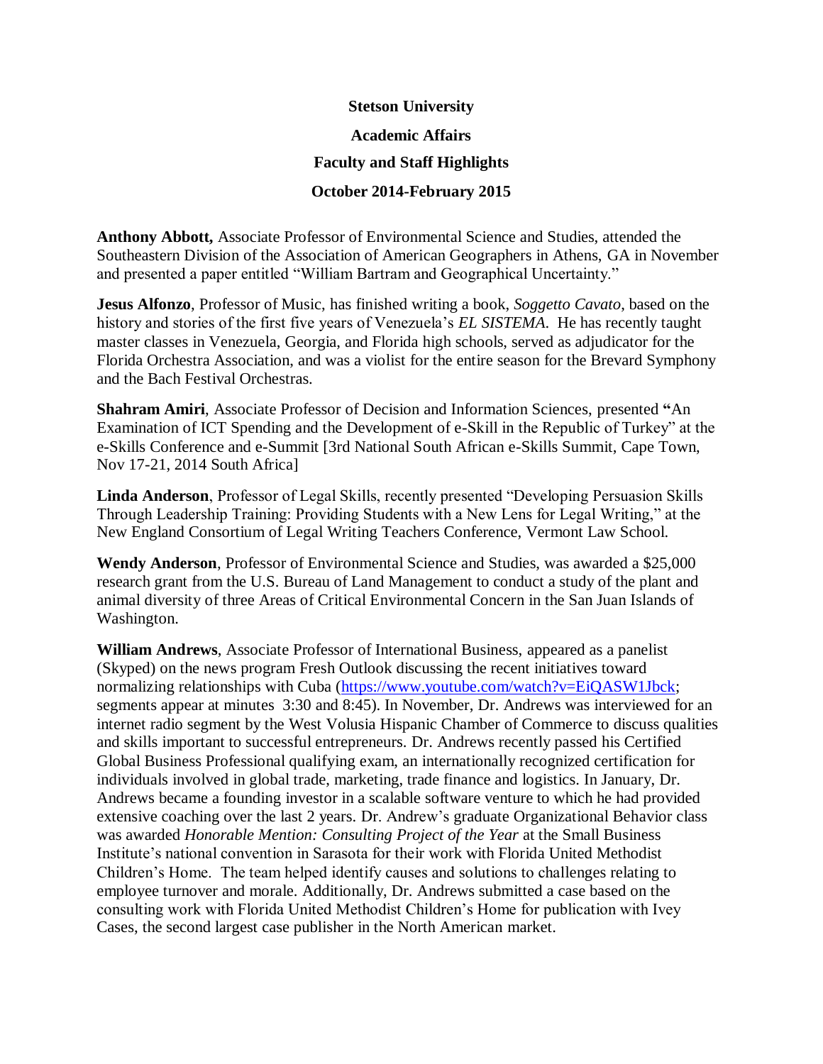# Stetson University

## Academic Affairs

## Faculty and Staff Highlights

## October 2014-February 2015

**Anthony Abbott,** Associate Professor of Environmental Science and Studies, attended the Southeastern Division of the Association of American Geographers in Athens, GA in November and presented a paper entitled "William Bartram and Geographical Uncertainty."

**Jesus Alfonzo**, Professor of Music, has finished writing a book, *Soggetto Cavato*, based on the history and stories of the first five years of Venezuela's *EL SISTEMA*. He has recently taught master classes in Venezuela, Georgia, and Florida high schools, served as adjudicator for the Florida Orchestra Association, and was a violist for the entire season for the Brevard Symphony and the Bach Festival Orchestras.

**Shahram Amiri**, Associate Professor of Decision and Information Sciences, presented **"**An Examination of ICT Spending and the Development of e-Skill in the Republic of Turkey" at the e-Skills Conference and e-Summit [3rd National South African e-Skills Summit, Cape Town, Nov 17-21, 2014 South Africa]

**Linda Anderson**, Professor of Legal Skills, recently presented "Developing Persuasion Skills Through Leadership Training: Providing Students with a New Lens for Legal Writing," at the New England Consortium of Legal Writing Teachers Conference, Vermont Law School.

**Wendy Anderson**, Professor of Environmental Science and Studies, was awarded a $25,000 research grant from the U.S. Bureau of Land Management to conduct a study of the plant and animal diversity of three Areas of Critical Environmental Concern in the San Juan Islands of Washington.

**William Andrews**, Associate Professor of International Business, appeared as a panelist (Skyped) on the news program Fresh Outlook discussing the recent initiatives toward normalizing relationships with Cuba (https://www.youtube.com/watch?v=EiQASW1Jbck; segments appear at minutes 3:30 and 8:45). In November, Dr. Andrews was interviewed for an internet radio segment by the West Volusia Hispanic Chamber of Commerce to discuss qualities and skills important to successful entrepreneurs. Dr. Andrews recently passed his Certified Global Business Professional qualifying exam, an internationally recognized certification for individuals involved in global trade, marketing, trade finance and logistics. In January, Dr. Andrews became a founding investor in a scalable software venture to which he had provided extensive coaching over the last 2 years. Dr. Andrew's graduate Organizational Behavior class was awarded *Honorable Mention: Consulting Project of the Year* at the Small Business Institute's national convention in Sarasota for their work with Florida United Methodist Children's Home. The team helped identify causes and solutions to challenges relating to employee turnover and morale. Additionally, Dr. Andrews submitted a case based on the consulting work with Florida United Methodist Children's Home for publication with Ivey Cases, the second largest case publisher in the North American market.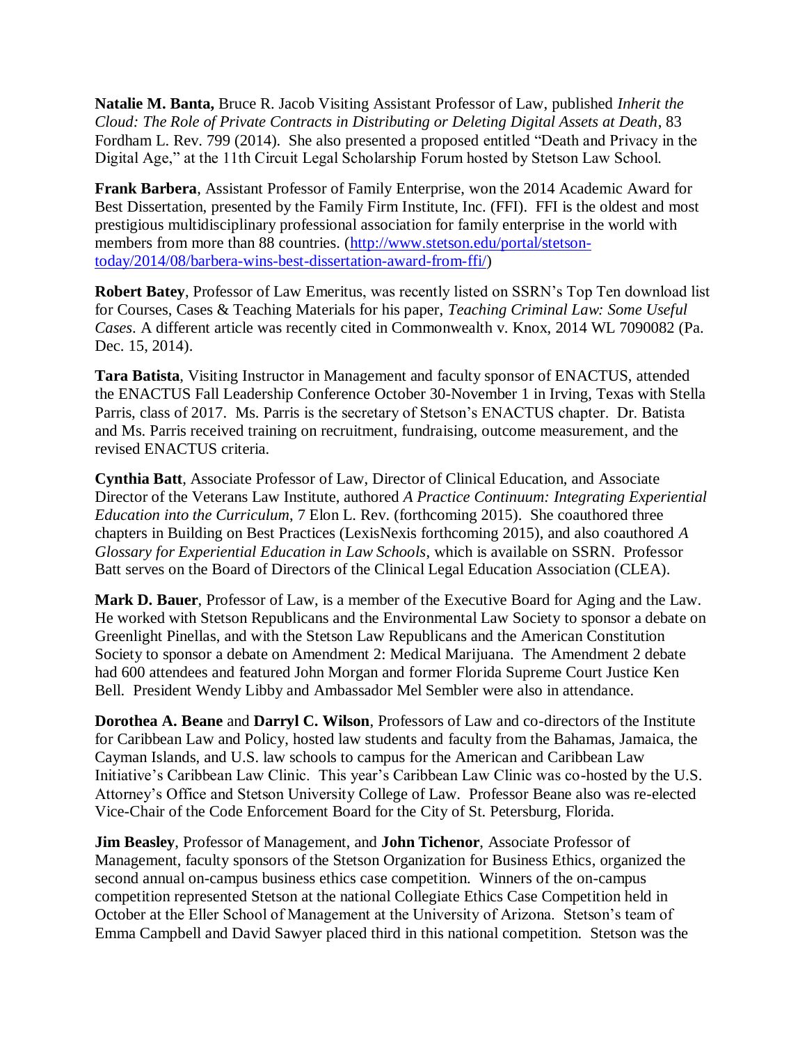**Natalie M. Banta,** Bruce R. Jacob Visiting Assistant Professor of Law, published *Inherit the Cloud: The Role of Private Contracts in Distributing or Deleting Digital Assets at Death*, 83 Fordham L. Rev. 799 (2014). She also presented a proposed entitled "Death and Privacy in the Digital Age," at the 11th Circuit Legal Scholarship Forum hosted by Stetson Law School.

**Frank Barbera**, Assistant Professor of Family Enterprise, won the 2014 Academic Award for Best Dissertation, presented by the Family Firm Institute, Inc. (FFI). FFI is the oldest and most prestigious multidisciplinary professional association for family enterprise in the world with members from more than 88 countries. (http://www.stetson.edu/portal/stetson-today/2014/08/barbera-wins-best-dissertation-award-from-ffi/)

**Robert Batey**, Professor of Law Emeritus, was recently listed on SSRN's Top Ten download list for Courses, Cases & Teaching Materials for his paper, *Teaching Criminal Law: Some Useful Cases*. A different article was recently cited in Commonwealth v. Knox, 2014 WL 7090082 (Pa. Dec. 15, 2014).

**Tara Batista**, Visiting Instructor in Management and faculty sponsor of ENACTUS, attended the ENACTUS Fall Leadership Conference October 30-November 1 in Irving, Texas with Stella Parris, class of 2017. Ms. Parris is the secretary of Stetson's ENACTUS chapter. Dr. Batista and Ms. Parris received training on recruitment, fundraising, outcome measurement, and the revised ENACTUS criteria.

**Cynthia Batt**, Associate Professor of Law, Director of Clinical Education, and Associate Director of the Veterans Law Institute, authored *A Practice Continuum: Integrating Experiential Education into the Curriculum*, 7 Elon L. Rev. (forthcoming 2015). She coauthored three chapters in Building on Best Practices (LexisNexis forthcoming 2015), and also coauthored *A Glossary for Experiential Education in Law Schools*, which is available on SSRN. Professor Batt serves on the Board of Directors of the Clinical Legal Education Association (CLEA).

**Mark D. Bauer**, Professor of Law, is a member of the Executive Board for Aging and the Law. He worked with Stetson Republicans and the Environmental Law Society to sponsor a debate on Greenlight Pinellas, and with the Stetson Law Republicans and the American Constitution Society to sponsor a debate on Amendment 2: Medical Marijuana. The Amendment 2 debate had 600 attendees and featured John Morgan and former Florida Supreme Court Justice Ken Bell. President Wendy Libby and Ambassador Mel Sembler were also in attendance.

**Dorothea A. Beane** and **Darryl C. Wilson**, Professors of Law and co-directors of the Institute for Caribbean Law and Policy, hosted law students and faculty from the Bahamas, Jamaica, the Cayman Islands, and U.S. law schools to campus for the American and Caribbean Law Initiative's Caribbean Law Clinic. This year's Caribbean Law Clinic was co-hosted by the U.S. Attorney's Office and Stetson University College of Law. Professor Beane also was re-elected Vice-Chair of the Code Enforcement Board for the City of St. Petersburg, Florida.

**Jim Beasley**, Professor of Management, and **John Tichenor**, Associate Professor of Management, faculty sponsors of the Stetson Organization for Business Ethics, organized the second annual on-campus business ethics case competition. Winners of the on-campus competition represented Stetson at the national Collegiate Ethics Case Competition held in October at the Eller School of Management at the University of Arizona. Stetson's team of Emma Campbell and David Sawyer placed third in this national competition. Stetson was the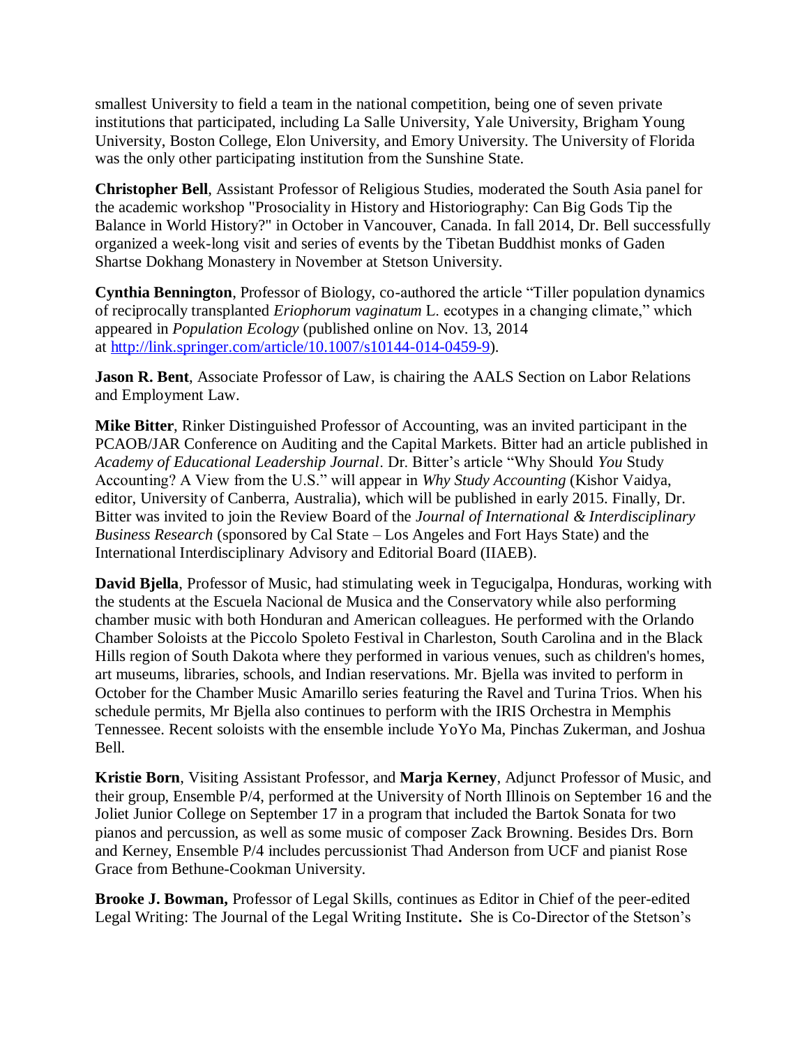smallest University to field a team in the national competition, being one of seven private institutions that participated, including La Salle University, Yale University, Brigham Young University, Boston College, Elon University, and Emory University. The University of Florida was the only other participating institution from the Sunshine State.

**Christopher Bell**, Assistant Professor of Religious Studies, moderated the South Asia panel for the academic workshop "Prosociality in History and Historiography: Can Big Gods Tip the Balance in World History?" in October in Vancouver, Canada. In fall 2014, Dr. Bell successfully organized a week-long visit and series of events by the Tibetan Buddhist monks of Gaden Shartse Dokhang Monastery in November at Stetson University.

**Cynthia Bennington**, Professor of Biology, co-authored the article "Tiller population dynamics of reciprocally transplanted *Eriophorum vaginatum* L. ecotypes in a changing climate," which appeared in *Population Ecology* (published online on Nov. 13, 2014 at http://link.springer.com/article/10.1007/s10144-014-0459-9).

**Jason R. Bent**, Associate Professor of Law, is chairing the AALS Section on Labor Relations and Employment Law.

**Mike Bitter**, Rinker Distinguished Professor of Accounting, was an invited participant in the PCAOB/JAR Conference on Auditing and the Capital Markets. Bitter had an article published in *Academy of Educational Leadership Journal*. Dr. Bitter's article "Why Should *You* Study Accounting? A View from the U.S." will appear in *Why Study Accounting* (Kishor Vaidya, editor, University of Canberra, Australia), which will be published in early 2015. Finally, Dr. Bitter was invited to join the Review Board of the *Journal of International & Interdisciplinary Business Research* (sponsored by Cal State – Los Angeles and Fort Hays State) and the International Interdisciplinary Advisory and Editorial Board (IIAEB).

**David Bjella**, Professor of Music, had stimulating week in Tegucigalpa, Honduras, working with the students at the Escuela Nacional de Musica and the Conservatory while also performing chamber music with both Honduran and American colleagues. He performed with the Orlando Chamber Soloists at the Piccolo Spoleto Festival in Charleston, South Carolina and in the Black Hills region of South Dakota where they performed in various venues, such as children's homes, art museums, libraries, schools, and Indian reservations. Mr. Bjella was invited to perform in October for the Chamber Music Amarillo series featuring the Ravel and Turina Trios. When his schedule permits, Mr Bjella also continues to perform with the IRIS Orchestra in Memphis Tennessee. Recent soloists with the ensemble include YoYo Ma, Pinchas Zukerman, and Joshua Bell.

**Kristie Born**, Visiting Assistant Professor, and **Marja Kerney**, Adjunct Professor of Music, and their group, Ensemble P/4, performed at the University of North Illinois on September 16 and the Joliet Junior College on September 17 in a program that included the Bartok Sonata for two pianos and percussion, as well as some music of composer Zack Browning. Besides Drs. Born and Kerney, Ensemble P/4 includes percussionist Thad Anderson from UCF and pianist Rose Grace from Bethune-Cookman University.

**Brooke J. Bowman,** Professor of Legal Skills, continues as Editor in Chief of the peer-edited Legal Writing: The Journal of the Legal Writing Institute**.** She is Co-Director of the Stetson's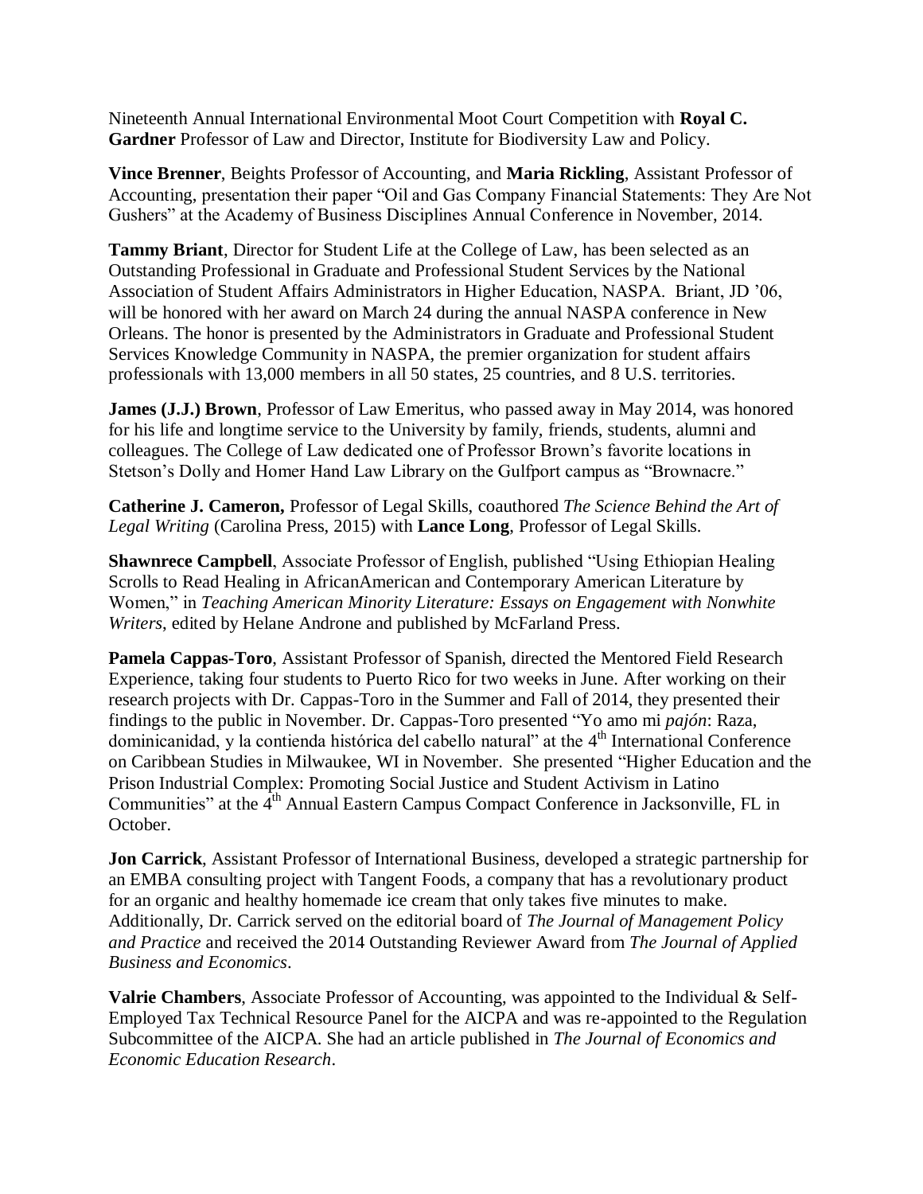Nineteenth Annual International Environmental Moot Court Competition with **Royal C. Gardner** Professor of Law and Director, Institute for Biodiversity Law and Policy.

**Vince Brenner**, Beights Professor of Accounting, and **Maria Rickling**, Assistant Professor of Accounting, presentation their paper "Oil and Gas Company Financial Statements: They Are Not Gushers" at the Academy of Business Disciplines Annual Conference in November, 2014.

**Tammy Briant**, Director for Student Life at the College of Law, has been selected as an Outstanding Professional in Graduate and Professional Student Services by the National Association of Student Affairs Administrators in Higher Education, NASPA. Briant, JD '06, will be honored with her award on March 24 during the annual NASPA conference in New Orleans. The honor is presented by the Administrators in Graduate and Professional Student Services Knowledge Community in NASPA, the premier organization for student affairs professionals with 13,000 members in all 50 states, 25 countries, and 8 U.S. territories.

**James (J.J.) Brown**, Professor of Law Emeritus, who passed away in May 2014, was honored for his life and longtime service to the University by family, friends, students, alumni and colleagues. The College of Law dedicated one of Professor Brown's favorite locations in Stetson's Dolly and Homer Hand Law Library on the Gulfport campus as "Brownacre."

**Catherine J. Cameron,** Professor of Legal Skills, coauthored *The Science Behind the Art of Legal Writing* (Carolina Press, 2015) with **Lance Long**, Professor of Legal Skills.

**Shawnrece Campbell**, Associate Professor of English, published "Using Ethiopian Healing Scrolls to Read Healing in AfricanAmerican and Contemporary American Literature by Women," in *Teaching American Minority Literature: Essays on Engagement with Nonwhite Writers*, edited by Helane Androne and published by McFarland Press.

**Pamela Cappas-Toro**, Assistant Professor of Spanish, directed the Mentored Field Research Experience, taking four students to Puerto Rico for two weeks in June. After working on their research projects with Dr. Cappas-Toro in the Summer and Fall of 2014, they presented their findings to the public in November. Dr. Cappas-Toro presented "Yo amo mi *pajón*: Raza, dominicanidad, y la contienda histórica del cabello natural" at the 4th International Conference on Caribbean Studies in Milwaukee, WI in November. She presented "Higher Education and the Prison Industrial Complex: Promoting Social Justice and Student Activism in Latino Communities" at the 4th Annual Eastern Campus Compact Conference in Jacksonville, FL in October.

**Jon Carrick**, Assistant Professor of International Business, developed a strategic partnership for an EMBA consulting project with Tangent Foods, a company that has a revolutionary product for an organic and healthy homemade ice cream that only takes five minutes to make. Additionally, Dr. Carrick served on the editorial board of *The Journal of Management Policy and Practice* and received the 2014 Outstanding Reviewer Award from *The Journal of Applied Business and Economics*.

**Valrie Chambers**, Associate Professor of Accounting, was appointed to the Individual & Self-Employed Tax Technical Resource Panel for the AICPA and was re-appointed to the Regulation Subcommittee of the AICPA. She had an article published in *The Journal of Economics and Economic Education Research*.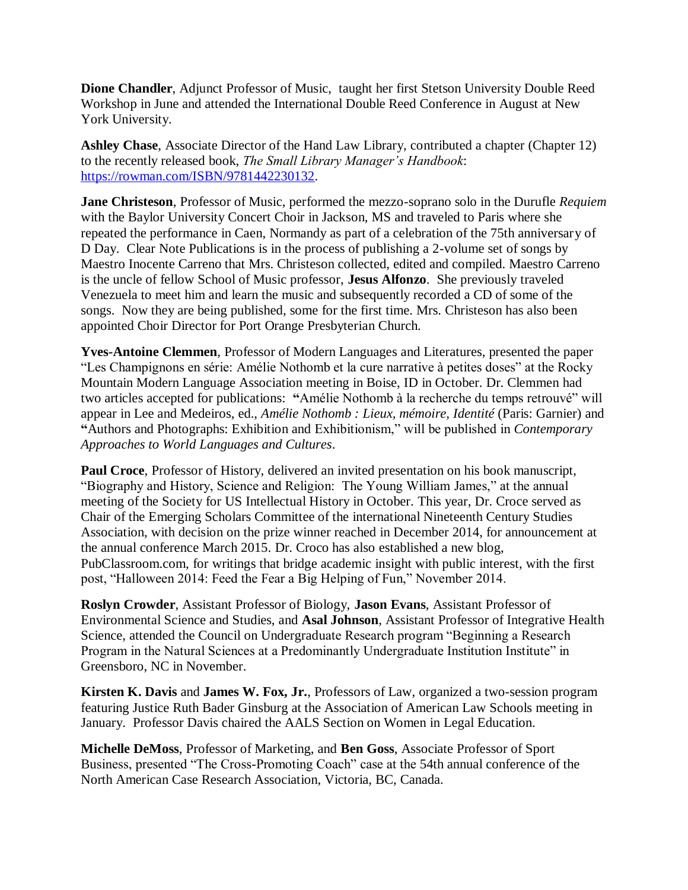**Dione Chandler**, Adjunct Professor of Music, taught her first Stetson University Double Reed Workshop in June and attended the International Double Reed Conference in August at New York University.

**Ashley Chase**, Associate Director of the Hand Law Library, contributed a chapter (Chapter 12) to the recently released book, *The Small Library Manager's Handbook*: [https://rowman.com/ISBN/9781442230132](https://rowman.com/ISBN/9781442230132).

**Jane Christeson**, Professor of Music, performed the mezzo-soprano solo in the Durufle *Requiem* with the Baylor University Concert Choir in Jackson, MS and traveled to Paris where she repeated the performance in Caen, Normandy as part of a celebration of the 75th anniversary of D Day. Clear Note Publications is in the process of publishing a 2-volume set of songs by Maestro Inocente Carreno that Mrs. Christeson collected, edited and compiled. Maestro Carreno is the uncle of fellow School of Music professor, **Jesus Alfonzo**. She previously traveled Venezuela to meet him and learn the music and subsequently recorded a CD of some of the songs. Now they are being published, some for the first time. Mrs. Christeson has also been appointed Choir Director for Port Orange Presbyterian Church.

**Yves-Antoine Clemmen**, Professor of Modern Languages and Literatures, presented the paper "Les Champignons en série: Amélie Nothomb et la cure narrative à petites doses" at the Rocky Mountain Modern Language Association meeting in Boise, ID in October. Dr. Clemmen had two articles accepted for publications: **"**Amélie Nothomb à la recherche du temps retrouvé" will appear in Lee and Medeiros, ed., *Amélie Nothomb : Lieux, mémoire, Identité* (Paris: Garnier) and **"**Authors and Photographs: Exhibition and Exhibitionism," will be published in *Contemporary Approaches to World Languages and Cultures*.

**Paul Croce**, Professor of History, delivered an invited presentation on his book manuscript, "Biography and History, Science and Religion: The Young William James," at the annual meeting of the Society for US Intellectual History in October. This year, Dr. Croce served as Chair of the Emerging Scholars Committee of the international Nineteenth Century Studies Association, with decision on the prize winner reached in December 2014, for announcement at the annual conference March 2015. Dr. Croco has also established a new blog, PubClassroom.com, for writings that bridge academic insight with public interest, with the first post, "Halloween 2014: Feed the Fear a Big Helping of Fun," November 2014.

**Roslyn Crowder**, Assistant Professor of Biology, **Jason Evans**, Assistant Professor of Environmental Science and Studies, and **Asal Johnson**, Assistant Professor of Integrative Health Science, attended the Council on Undergraduate Research program "Beginning a Research Program in the Natural Sciences at a Predominantly Undergraduate Institution Institute" in Greensboro, NC in November.

**Kirsten K. Davis** and **James W. Fox, Jr.**, Professors of Law, organized a two-session program featuring Justice Ruth Bader Ginsburg at the Association of American Law Schools meeting in January. Professor Davis chaired the AALS Section on Women in Legal Education.

**Michelle DeMoss**, Professor of Marketing, and **Ben Goss**, Associate Professor of Sport Business, presented "The Cross-Promoting Coach" case at the 54th annual conference of the North American Case Research Association, Victoria, BC, Canada.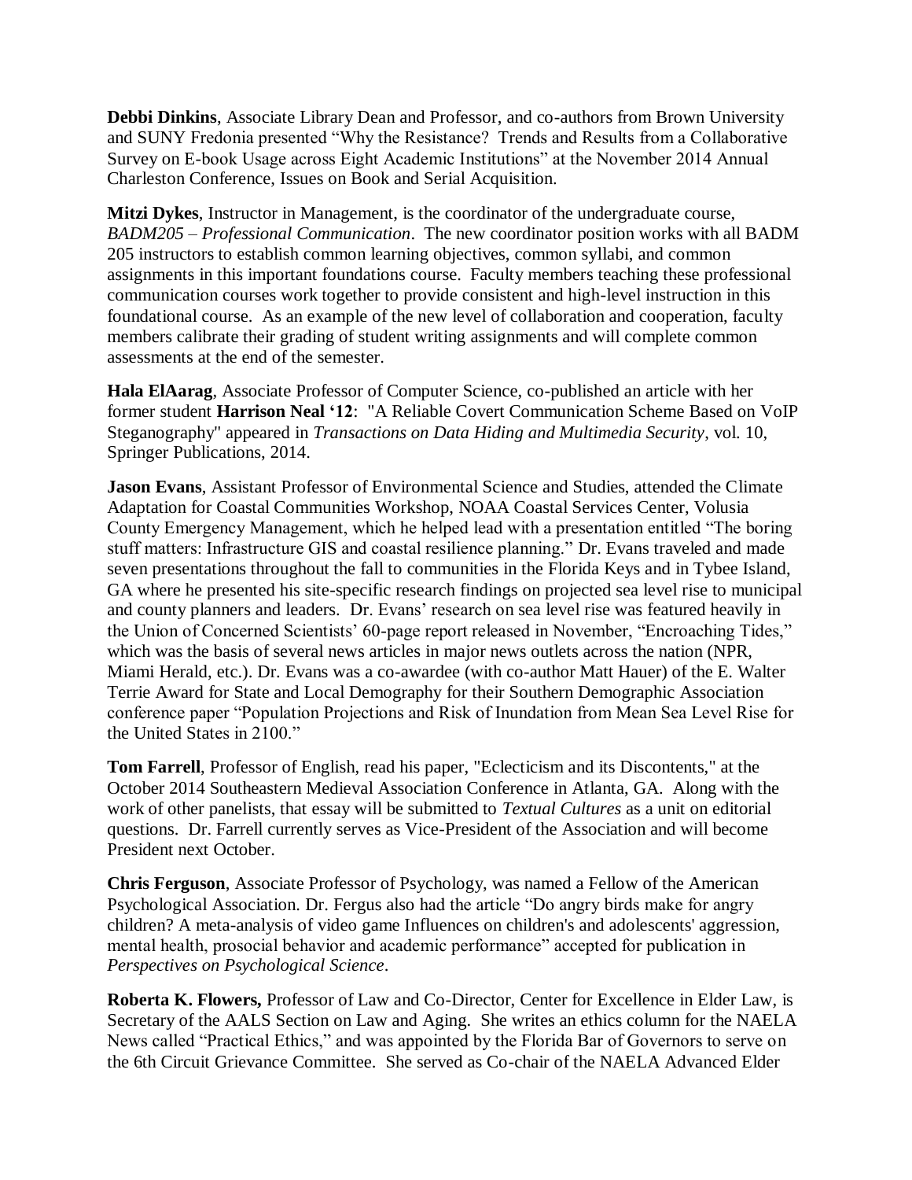**Debbi Dinkins**, Associate Library Dean and Professor, and co-authors from Brown University and SUNY Fredonia presented "Why the Resistance? Trends and Results from a Collaborative Survey on E-book Usage across Eight Academic Institutions" at the November 2014 Annual Charleston Conference, Issues on Book and Serial Acquisition.

**Mitzi Dykes**, Instructor in Management, is the coordinator of the undergraduate course, *BADM205 – Professional Communication*. The new coordinator position works with all BADM 205 instructors to establish common learning objectives, common syllabi, and common assignments in this important foundations course. Faculty members teaching these professional communication courses work together to provide consistent and high-level instruction in this foundational course. As an example of the new level of collaboration and cooperation, faculty members calibrate their grading of student writing assignments and will complete common assessments at the end of the semester.

**Hala ElAarag**, Associate Professor of Computer Science, co-published an article with her former student **Harrison Neal '12**: "A Reliable Covert Communication Scheme Based on VoIP Steganography" appeared in *Transactions on Data Hiding and Multimedia Security*, vol. 10, Springer Publications, 2014.

**Jason Evans**, Assistant Professor of Environmental Science and Studies, attended the Climate Adaptation for Coastal Communities Workshop, NOAA Coastal Services Center, Volusia County Emergency Management, which he helped lead with a presentation entitled "The boring stuff matters: Infrastructure GIS and coastal resilience planning." Dr. Evans traveled and made seven presentations throughout the fall to communities in the Florida Keys and in Tybee Island, GA where he presented his site-specific research findings on projected sea level rise to municipal and county planners and leaders. Dr. Evans' research on sea level rise was featured heavily in the Union of Concerned Scientists' 60-page report released in November, "Encroaching Tides," which was the basis of several news articles in major news outlets across the nation (NPR, Miami Herald, etc.). Dr. Evans was a co-awardee (with co-author Matt Hauer) of the E. Walter Terrie Award for State and Local Demography for their Southern Demographic Association conference paper "Population Projections and Risk of Inundation from Mean Sea Level Rise for the United States in 2100."

**Tom Farrell**, Professor of English, read his paper, "Eclecticism and its Discontents," at the October 2014 Southeastern Medieval Association Conference in Atlanta, GA. Along with the work of other panelists, that essay will be submitted to *Textual Cultures* as a unit on editorial questions. Dr. Farrell currently serves as Vice-President of the Association and will become President next October.

**Chris Ferguson**, Associate Professor of Psychology, was named a Fellow of the American Psychological Association. Dr. Fergus also had the article "Do angry birds make for angry children? A meta-analysis of video game Influences on children's and adolescents' aggression, mental health, prosocial behavior and academic performance" accepted for publication in *Perspectives on Psychological Science*.

**Roberta K. Flowers,** Professor of Law and Co-Director, Center for Excellence in Elder Law, is Secretary of the AALS Section on Law and Aging. She writes an ethics column for the NAELA News called "Practical Ethics," and was appointed by the Florida Bar of Governors to serve on the 6th Circuit Grievance Committee. She served as Co-chair of the NAELA Advanced Elder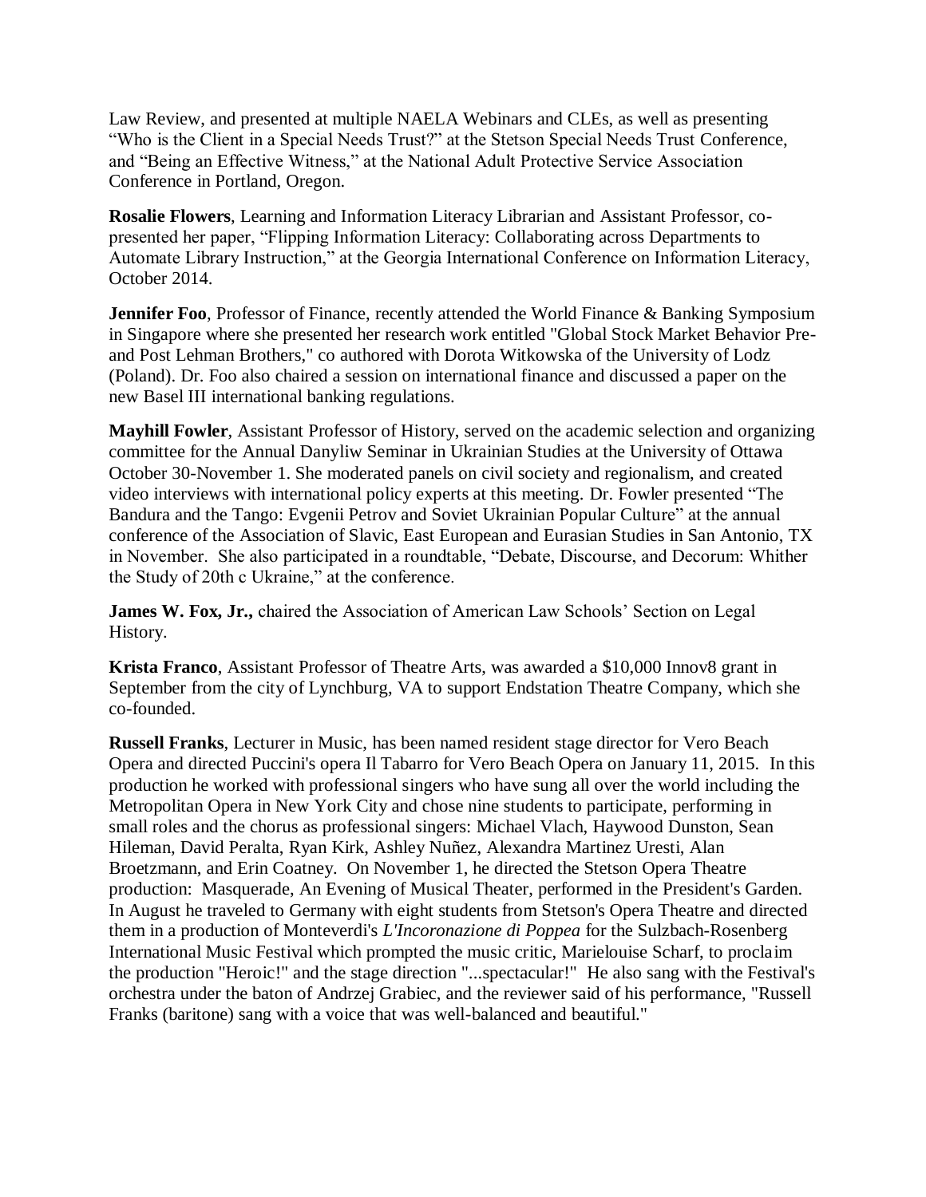Law Review, and presented at multiple NAELA Webinars and CLEs, as well as presenting "Who is the Client in a Special Needs Trust?" at the Stetson Special Needs Trust Conference, and "Being an Effective Witness," at the National Adult Protective Service Association Conference in Portland, Oregon.

**Rosalie Flowers**, Learning and Information Literacy Librarian and Assistant Professor, co-presented her paper, "Flipping Information Literacy: Collaborating across Departments to Automate Library Instruction," at the Georgia International Conference on Information Literacy, October 2014.

**Jennifer Foo**, Professor of Finance, recently attended the World Finance & Banking Symposium in Singapore where she presented her research work entitled "Global Stock Market Behavior Pre- and Post Lehman Brothers," co authored with Dorota Witkowska of the University of Lodz (Poland). Dr. Foo also chaired a session on international finance and discussed a paper on the new Basel III international banking regulations.

**Mayhill Fowler**, Assistant Professor of History, served on the academic selection and organizing committee for the Annual Danyliw Seminar in Ukrainian Studies at the University of Ottawa October 30-November 1. She moderated panels on civil society and regionalism, and created video interviews with international policy experts at this meeting. Dr. Fowler presented "The Bandura and the Tango: Evgenii Petrov and Soviet Ukrainian Popular Culture" at the annual conference of the Association of Slavic, East European and Eurasian Studies in San Antonio, TX in November. She also participated in a roundtable, "Debate, Discourse, and Decorum: Whither the Study of 20th c Ukraine," at the conference.

**James W. Fox, Jr.,** chaired the Association of American Law Schools' Section on Legal History.

**Krista Franco**, Assistant Professor of Theatre Arts, was awarded a $10,000 Innov8 grant in September from the city of Lynchburg, VA to support Endstation Theatre Company, which she co-founded.

**Russell Franks**, Lecturer in Music, has been named resident stage director for Vero Beach Opera and directed Puccini's opera Il Tabarro for Vero Beach Opera on January 11, 2015. In this production he worked with professional singers who have sung all over the world including the Metropolitan Opera in New York City and chose nine students to participate, performing in small roles and the chorus as professional singers: Michael Vlach, Haywood Dunston, Sean Hileman, David Peralta, Ryan Kirk, Ashley Nuñez, Alexandra Martinez Uresti, Alan Broetzmann, and Erin Coatney. On November 1, he directed the Stetson Opera Theatre production: Masquerade, An Evening of Musical Theater, performed in the President's Garden. In August he traveled to Germany with eight students from Stetson's Opera Theatre and directed them in a production of Monteverdi's *L'Incoronazione di Poppea* for the Sulzbach-Rosenberg International Music Festival which prompted the music critic, Marielouise Scharf, to proclaim the production "Heroic!" and the stage direction "...spectacular!" He also sang with the Festival's orchestra under the baton of Andrzej Grabiec, and the reviewer said of his performance, "Russell Franks (baritone) sang with a voice that was well-balanced and beautiful."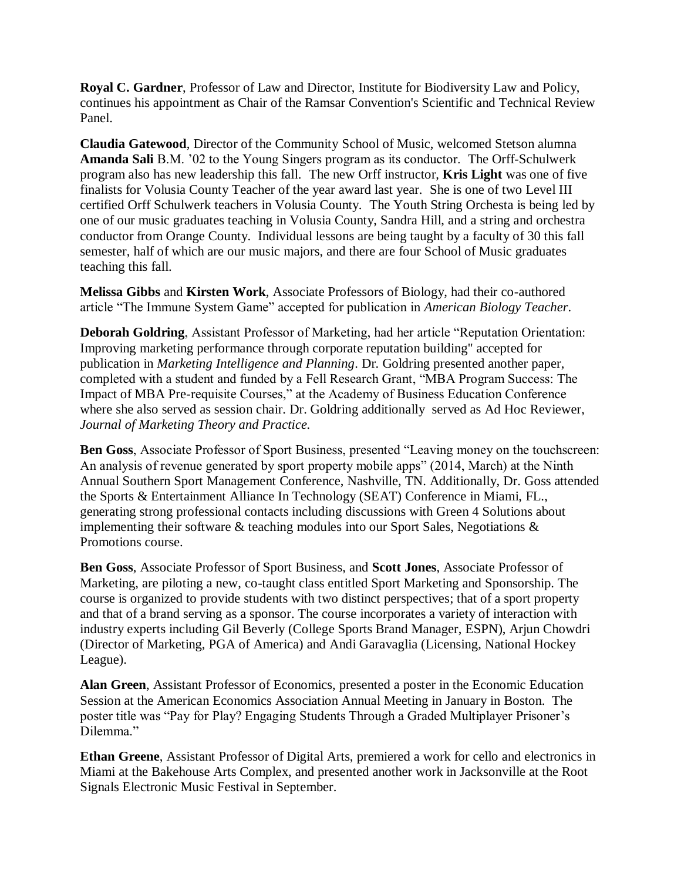**Royal C. Gardner**, Professor of Law and Director, Institute for Biodiversity Law and Policy, continues his appointment as Chair of the Ramsar Convention's Scientific and Technical Review Panel.

**Claudia Gatewood**, Director of the Community School of Music, welcomed Stetson alumna **Amanda Sali** B.M. '02 to the Young Singers program as its conductor. The Orff-Schulwerk program also has new leadership this fall. The new Orff instructor, **Kris Light** was one of five finalists for Volusia County Teacher of the year award last year. She is one of two Level III certified Orff Schulwerk teachers in Volusia County. The Youth String Orchesta is being led by one of our music graduates teaching in Volusia County, Sandra Hill, and a string and orchestra conductor from Orange County. Individual lessons are being taught by a faculty of 30 this fall semester, half of which are our music majors, and there are four School of Music graduates teaching this fall.

**Melissa Gibbs** and **Kirsten Work**, Associate Professors of Biology, had their co-authored article "The Immune System Game" accepted for publication in *American Biology Teacher*.

**Deborah Goldring**, Assistant Professor of Marketing, had her article "Reputation Orientation: Improving marketing performance through corporate reputation building" accepted for publication in *Marketing Intelligence and Planning*. Dr. Goldring presented another paper, completed with a student and funded by a Fell Research Grant, "MBA Program Success: The Impact of MBA Pre-requisite Courses," at the Academy of Business Education Conference where she also served as session chair. Dr. Goldring additionally served as Ad Hoc Reviewer, *Journal of Marketing Theory and Practice.*

**Ben Goss**, Associate Professor of Sport Business, presented "Leaving money on the touchscreen: An analysis of revenue generated by sport property mobile apps" (2014, March) at the Ninth Annual Southern Sport Management Conference, Nashville, TN. Additionally, Dr. Goss attended the Sports & Entertainment Alliance In Technology (SEAT) Conference in Miami, FL., generating strong professional contacts including discussions with Green 4 Solutions about implementing their software & teaching modules into our Sport Sales, Negotiations & Promotions course.

**Ben Goss**, Associate Professor of Sport Business, and **Scott Jones**, Associate Professor of Marketing, are piloting a new, co-taught class entitled Sport Marketing and Sponsorship. The course is organized to provide students with two distinct perspectives; that of a sport property and that of a brand serving as a sponsor. The course incorporates a variety of interaction with industry experts including Gil Beverly (College Sports Brand Manager, ESPN), Arjun Chowdri (Director of Marketing, PGA of America) and Andi Garavaglia (Licensing, National Hockey League).

**Alan Green**, Assistant Professor of Economics, presented a poster in the Economic Education Session at the American Economics Association Annual Meeting in January in Boston. The poster title was "Pay for Play? Engaging Students Through a Graded Multiplayer Prisoner's Dilemma."

**Ethan Greene**, Assistant Professor of Digital Arts, premiered a work for cello and electronics in Miami at the Bakehouse Arts Complex, and presented another work in Jacksonville at the Root Signals Electronic Music Festival in September.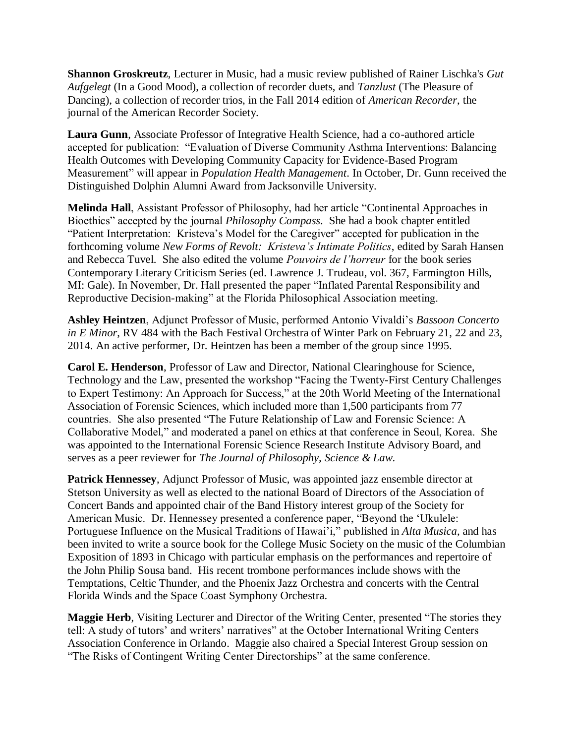**Shannon Groskreutz**, Lecturer in Music, had a music review published of Rainer Lischka's *Gut Aufgelegt* (In a Good Mood), a collection of recorder duets, and *Tanzlust* (The Pleasure of Dancing), a collection of recorder trios, in the Fall 2014 edition of *American Recorder*, the journal of the American Recorder Society.

**Laura Gunn**, Associate Professor of Integrative Health Science, had a co-authored article accepted for publication: "Evaluation of Diverse Community Asthma Interventions: Balancing Health Outcomes with Developing Community Capacity for Evidence-Based Program Measurement" will appear in *Population Health Management*. In October, Dr. Gunn received the Distinguished Dolphin Alumni Award from Jacksonville University.

**Melinda Hall**, Assistant Professor of Philosophy, had her article "Continental Approaches in Bioethics" accepted by the journal *Philosophy Compass*. She had a book chapter entitled "Patient Interpretation: Kristeva's Model for the Caregiver" accepted for publication in the forthcoming volume *New Forms of Revolt: Kristeva's Intimate Politics*, edited by Sarah Hansen and Rebecca Tuvel. She also edited the volume *Pouvoirs de l'horreur* for the book series Contemporary Literary Criticism Series (ed. Lawrence J. Trudeau, vol. 367, Farmington Hills, MI: Gale). In November, Dr. Hall presented the paper "Inflated Parental Responsibility and Reproductive Decision-making" at the Florida Philosophical Association meeting.

**Ashley Heintzen**, Adjunct Professor of Music, performed Antonio Vivaldi's *Bassoon Concerto in E Minor*, RV 484 with the Bach Festival Orchestra of Winter Park on February 21, 22 and 23, 2014. An active performer, Dr. Heintzen has been a member of the group since 1995.

**Carol E. Henderson**, Professor of Law and Director, National Clearinghouse for Science, Technology and the Law, presented the workshop "Facing the Twenty-First Century Challenges to Expert Testimony: An Approach for Success," at the 20th World Meeting of the International Association of Forensic Sciences, which included more than 1,500 participants from 77 countries. She also presented "The Future Relationship of Law and Forensic Science: A Collaborative Model," and moderated a panel on ethics at that conference in Seoul, Korea. She was appointed to the International Forensic Science Research Institute Advisory Board, and serves as a peer reviewer for *The Journal of Philosophy, Science & Law.*

**Patrick Hennessey**, Adjunct Professor of Music, was appointed jazz ensemble director at Stetson University as well as elected to the national Board of Directors of the Association of Concert Bands and appointed chair of the Band History interest group of the Society for American Music. Dr. Hennessey presented a conference paper, "Beyond the 'Ukulele: Portuguese Influence on the Musical Traditions of Hawai'i," published in *Alta Musica*, and has been invited to write a source book for the College Music Society on the music of the Columbian Exposition of 1893 in Chicago with particular emphasis on the performances and repertoire of the John Philip Sousa band. His recent trombone performances include shows with the Temptations, Celtic Thunder, and the Phoenix Jazz Orchestra and concerts with the Central Florida Winds and the Space Coast Symphony Orchestra.

**Maggie Herb**, Visiting Lecturer and Director of the Writing Center, presented "The stories they tell: A study of tutors' and writers' narratives" at the October International Writing Centers Association Conference in Orlando. Maggie also chaired a Special Interest Group session on "The Risks of Contingent Writing Center Directorships" at the same conference.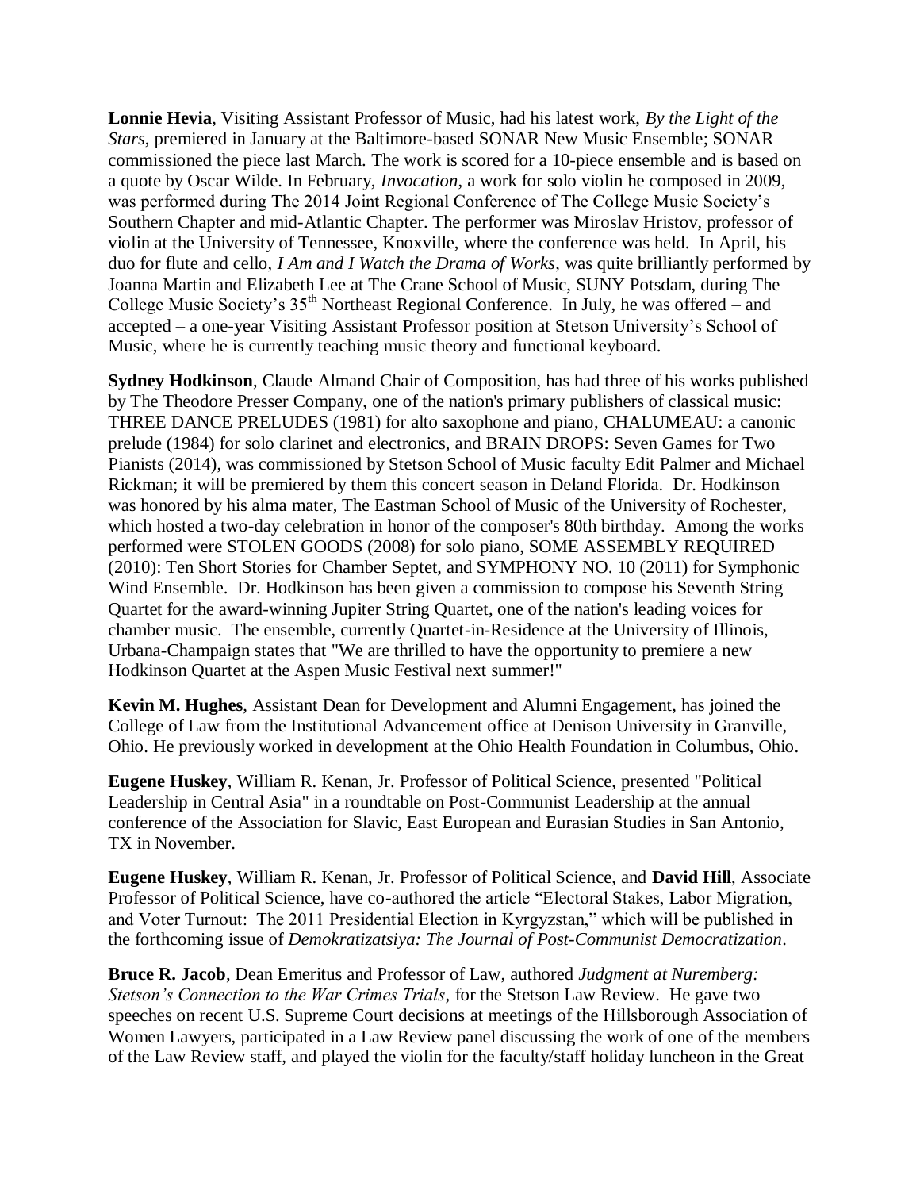**Lonnie Hevia**, Visiting Assistant Professor of Music, had his latest work, *By the Light of the Stars*, premiered in January at the Baltimore-based SONAR New Music Ensemble; SONAR commissioned the piece last March. The work is scored for a 10-piece ensemble and is based on a quote by Oscar Wilde. In February, *Invocation*, a work for solo violin he composed in 2009, was performed during The 2014 Joint Regional Conference of The College Music Society's Southern Chapter and mid-Atlantic Chapter. The performer was Miroslav Hristov, professor of violin at the University of Tennessee, Knoxville, where the conference was held. In April, his duo for flute and cello, *I Am and I Watch the Drama of Works*, was quite brilliantly performed by Joanna Martin and Elizabeth Lee at The Crane School of Music, SUNY Potsdam, during The College Music Society's 35th Northeast Regional Conference. In July, he was offered – and accepted – a one-year Visiting Assistant Professor position at Stetson University's School of Music, where he is currently teaching music theory and functional keyboard.

**Sydney Hodkinson**, Claude Almand Chair of Composition, has had three of his works published by The Theodore Presser Company, one of the nation's primary publishers of classical music: THREE DANCE PRELUDES (1981) for alto saxophone and piano, CHALUMEAU: a canonic prelude (1984) for solo clarinet and electronics, and BRAIN DROPS: Seven Games for Two Pianists (2014), was commissioned by Stetson School of Music faculty Edit Palmer and Michael Rickman; it will be premiered by them this concert season in Deland Florida. Dr. Hodkinson was honored by his alma mater, The Eastman School of Music of the University of Rochester, which hosted a two-day celebration in honor of the composer's 80th birthday. Among the works performed were STOLEN GOODS (2008) for solo piano, SOME ASSEMBLY REQUIRED (2010): Ten Short Stories for Chamber Septet, and SYMPHONY NO. 10 (2011) for Symphonic Wind Ensemble. Dr. Hodkinson has been given a commission to compose his Seventh String Quartet for the award-winning Jupiter String Quartet, one of the nation's leading voices for chamber music. The ensemble, currently Quartet-in-Residence at the University of Illinois, Urbana-Champaign states that "We are thrilled to have the opportunity to premiere a new Hodkinson Quartet at the Aspen Music Festival next summer!"

**Kevin M. Hughes**, Assistant Dean for Development and Alumni Engagement, has joined the College of Law from the Institutional Advancement office at Denison University in Granville, Ohio. He previously worked in development at the Ohio Health Foundation in Columbus, Ohio.

**Eugene Huskey**, William R. Kenan, Jr. Professor of Political Science, presented "Political Leadership in Central Asia" in a roundtable on Post-Communist Leadership at the annual conference of the Association for Slavic, East European and Eurasian Studies in San Antonio, TX in November.

**Eugene Huskey**, William R. Kenan, Jr. Professor of Political Science, and **David Hill**, Associate Professor of Political Science, have co-authored the article "Electoral Stakes, Labor Migration, and Voter Turnout: The 2011 Presidential Election in Kyrgyzstan," which will be published in the forthcoming issue of *Demokratizatsiya: The Journal of Post-Communist Democratization*.

**Bruce R. Jacob**, Dean Emeritus and Professor of Law, authored *Judgment at Nuremberg: Stetson's Connection to the War Crimes Trials*, for the Stetson Law Review. He gave two speeches on recent U.S. Supreme Court decisions at meetings of the Hillsborough Association of Women Lawyers, participated in a Law Review panel discussing the work of one of the members of the Law Review staff, and played the violin for the faculty/staff holiday luncheon in the Great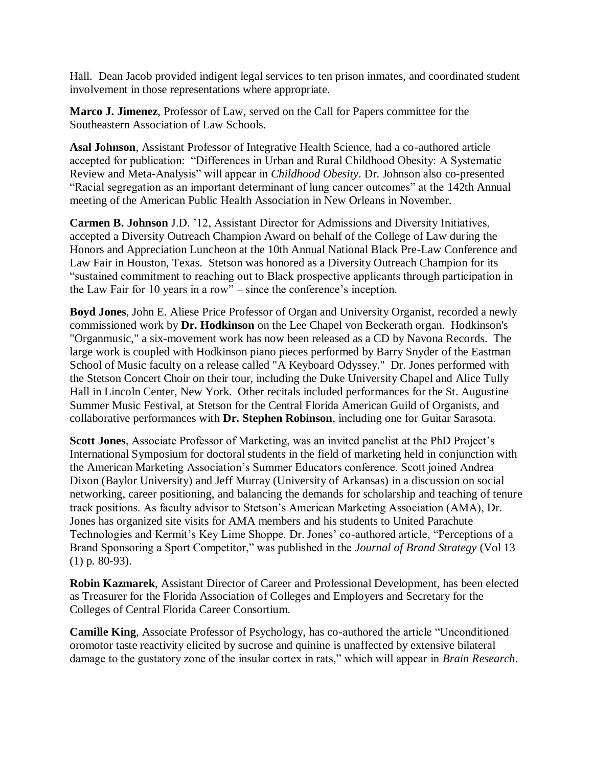Hall. Dean Jacob provided indigent legal services to ten prison inmates, and coordinated student involvement in those representations where appropriate.

**Marco J. Jimenez**, Professor of Law, served on the Call for Papers committee for the Southeastern Association of Law Schools.

**Asal Johnson**, Assistant Professor of Integrative Health Science, had a co-authored article accepted for publication: "Differences in Urban and Rural Childhood Obesity: A Systematic Review and Meta-Analysis" will appear in *Childhood Obesity*. Dr. Johnson also co-presented "Racial segregation as an important determinant of lung cancer outcomes" at the 142th Annual meeting of the American Public Health Association in New Orleans in November.

**Carmen B. Johnson** J.D. '12, Assistant Director for Admissions and Diversity Initiatives, accepted a Diversity Outreach Champion Award on behalf of the College of Law during the Honors and Appreciation Luncheon at the 10th Annual National Black Pre-Law Conference and Law Fair in Houston, Texas. Stetson was honored as a Diversity Outreach Champion for its "sustained commitment to reaching out to Black prospective applicants through participation in the Law Fair for 10 years in a row" – since the conference's inception.

**Boyd Jones**, John E. Aliese Price Professor of Organ and University Organist, recorded a newly commissioned work by **Dr. Hodkinson** on the Lee Chapel von Beckerath organ. Hodkinson's "Organmusic," a six-movement work has now been released as a CD by Navona Records. The large work is coupled with Hodkinson piano pieces performed by Barry Snyder of the Eastman School of Music faculty on a release called "A Keyboard Odyssey." Dr. Jones performed with the Stetson Concert Choir on their tour, including the Duke University Chapel and Alice Tully Hall in Lincoln Center, New York. Other recitals included performances for the St. Augustine Summer Music Festival, at Stetson for the Central Florida American Guild of Organists, and collaborative performances with **Dr. Stephen Robinson**, including one for Guitar Sarasota.

**Scott Jones**, Associate Professor of Marketing, was an invited panelist at the PhD Project's International Symposium for doctoral students in the field of marketing held in conjunction with the American Marketing Association's Summer Educators conference. Scott joined Andrea Dixon (Baylor University) and Jeff Murray (University of Arkansas) in a discussion on social networking, career positioning, and balancing the demands for scholarship and teaching of tenure track positions. As faculty advisor to Stetson's American Marketing Association (AMA), Dr. Jones has organized site visits for AMA members and his students to United Parachute Technologies and Kermit's Key Lime Shoppe. Dr. Jones' co-authored article, "Perceptions of a Brand Sponsoring a Sport Competitor," was published in the *Journal of Brand Strategy* (Vol 13 (1) p. 80-93).

**Robin Kazmarek**, Assistant Director of Career and Professional Development, has been elected as Treasurer for the Florida Association of Colleges and Employers and Secretary for the Colleges of Central Florida Career Consortium.

**Camille King**, Associate Professor of Psychology, has co-authored the article "Unconditioned oromotor taste reactivity elicited by sucrose and quinine is unaffected by extensive bilateral damage to the gustatory zone of the insular cortex in rats," which will appear in *Brain Research*.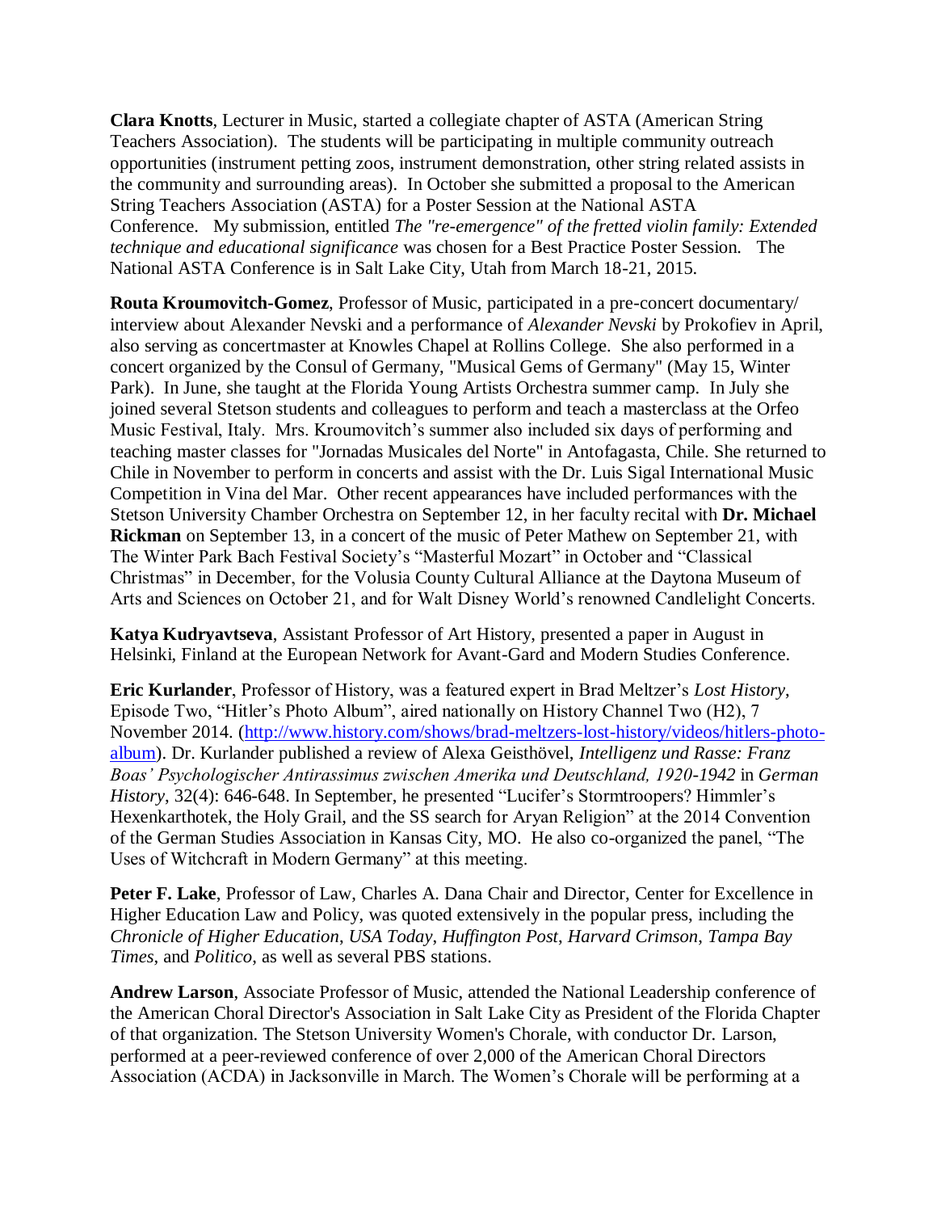**Clara Knotts**, Lecturer in Music, started a collegiate chapter of ASTA (American String Teachers Association). The students will be participating in multiple community outreach opportunities (instrument petting zoos, instrument demonstration, other string related assists in the community and surrounding areas). In October she submitted a proposal to the American String Teachers Association (ASTA) for a Poster Session at the National ASTA Conference. My submission, entitled *The "re-emergence" of the fretted violin family: Extended technique and educational significance* was chosen for a Best Practice Poster Session. The National ASTA Conference is in Salt Lake City, Utah from March 18-21, 2015.

**Routa Kroumovitch-Gomez**, Professor of Music, participated in a pre-concert documentary/ interview about Alexander Nevski and a performance of *Alexander Nevski* by Prokofiev in April, also serving as concertmaster at Knowles Chapel at Rollins College. She also performed in a concert organized by the Consul of Germany, "Musical Gems of Germany" (May 15, Winter Park). In June, she taught at the Florida Young Artists Orchestra summer camp. In July she joined several Stetson students and colleagues to perform and teach a masterclass at the Orfeo Music Festival, Italy. Mrs. Kroumovitch's summer also included six days of performing and teaching master classes for "Jornadas Musicales del Norte" in Antofagasta, Chile. She returned to Chile in November to perform in concerts and assist with the Dr. Luis Sigal International Music Competition in Vina del Mar. Other recent appearances have included performances with the Stetson University Chamber Orchestra on September 12, in her faculty recital with **Dr. Michael Rickman** on September 13, in a concert of the music of Peter Mathew on September 21, with The Winter Park Bach Festival Society's "Masterful Mozart" in October and "Classical Christmas" in December, for the Volusia County Cultural Alliance at the Daytona Museum of Arts and Sciences on October 21, and for Walt Disney World's renowned Candlelight Concerts.

**Katya Kudryavtseva**, Assistant Professor of Art History, presented a paper in August in Helsinki, Finland at the European Network for Avant-Gard and Modern Studies Conference.

**Eric Kurlander**, Professor of History, was a featured expert in Brad Meltzer's *Lost History*, Episode Two, "Hitler's Photo Album", aired nationally on History Channel Two (H2), 7 November 2014. (http://www.history.com/shows/brad-meltzers-lost-history/videos/hitlers-photo-album). Dr. Kurlander published a review of Alexa Geisthövel, *Intelligenz und Rasse: Franz Boas' Psychologischer Antirassimus zwischen Amerika und Deutschland, 1920-1942* in *German History*, 32(4): 646-648. In September, he presented "Lucifer's Stormtroopers? Himmler's Hexenkarthotek, the Holy Grail, and the SS search for Aryan Religion" at the 2014 Convention of the German Studies Association in Kansas City, MO. He also co-organized the panel, "The Uses of Witchcraft in Modern Germany" at this meeting.

**Peter F. Lake**, Professor of Law, Charles A. Dana Chair and Director, Center for Excellence in Higher Education Law and Policy, was quoted extensively in the popular press, including the *Chronicle of Higher Education*, *USA Today*, *Huffington Post*, *Harvard Crimson*, *Tampa Bay Times*, and *Politico*, as well as several PBS stations.

**Andrew Larson**, Associate Professor of Music, attended the National Leadership conference of the American Choral Director's Association in Salt Lake City as President of the Florida Chapter of that organization. The Stetson University Women's Chorale, with conductor Dr. Larson, performed at a peer-reviewed conference of over 2,000 of the American Choral Directors Association (ACDA) in Jacksonville in March. The Women's Chorale will be performing at a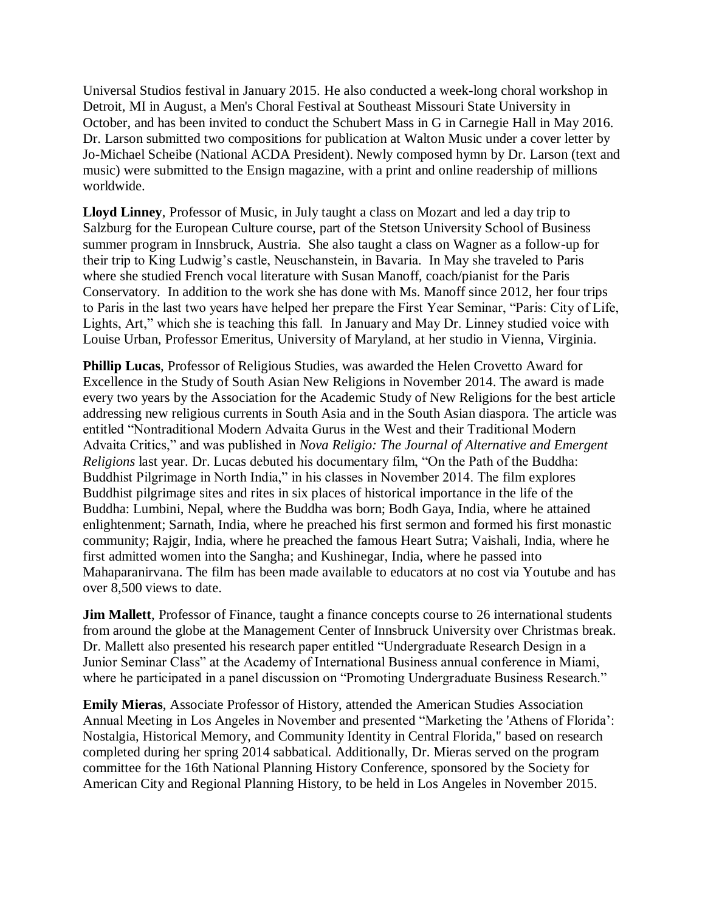Universal Studios festival in January 2015. He also conducted a week-long choral workshop in Detroit, MI in August, a Men's Choral Festival at Southeast Missouri State University in October, and has been invited to conduct the Schubert Mass in G in Carnegie Hall in May 2016. Dr. Larson submitted two compositions for publication at Walton Music under a cover letter by Jo-Michael Scheibe (National ACDA President). Newly composed hymn by Dr. Larson (text and music) were submitted to the Ensign magazine, with a print and online readership of millions worldwide.

**Lloyd Linney**, Professor of Music, in July taught a class on Mozart and led a day trip to Salzburg for the European Culture course, part of the Stetson University School of Business summer program in Innsbruck, Austria. She also taught a class on Wagner as a follow-up for their trip to King Ludwig's castle, Neuschanstein, in Bavaria. In May she traveled to Paris where she studied French vocal literature with Susan Manoff, coach/pianist for the Paris Conservatory. In addition to the work she has done with Ms. Manoff since 2012, her four trips to Paris in the last two years have helped her prepare the First Year Seminar, "Paris: City of Life, Lights, Art," which she is teaching this fall. In January and May Dr. Linney studied voice with Louise Urban, Professor Emeritus, University of Maryland, at her studio in Vienna, Virginia.

**Phillip Lucas**, Professor of Religious Studies, was awarded the Helen Crovetto Award for Excellence in the Study of South Asian New Religions in November 2014. The award is made every two years by the Association for the Academic Study of New Religions for the best article addressing new religious currents in South Asia and in the South Asian diaspora. The article was entitled "Nontraditional Modern Advaita Gurus in the West and their Traditional Modern Advaita Critics," and was published in *Nova Religio: The Journal of Alternative and Emergent Religions* last year. Dr. Lucas debuted his documentary film, "On the Path of the Buddha: Buddhist Pilgrimage in North India," in his classes in November 2014. The film explores Buddhist pilgrimage sites and rites in six places of historical importance in the life of the Buddha: Lumbini, Nepal, where the Buddha was born; Bodh Gaya, India, where he attained enlightenment; Sarnath, India, where he preached his first sermon and formed his first monastic community; Rajgir, India, where he preached the famous Heart Sutra; Vaishali, India, where he first admitted women into the Sangha; and Kushinegar, India, where he passed into Mahaparanirvana. The film has been made available to educators at no cost via Youtube and has over 8,500 views to date.

**Jim Mallett**, Professor of Finance, taught a finance concepts course to 26 international students from around the globe at the Management Center of Innsbruck University over Christmas break. Dr. Mallett also presented his research paper entitled "Undergraduate Research Design in a Junior Seminar Class" at the Academy of International Business annual conference in Miami, where he participated in a panel discussion on "Promoting Undergraduate Business Research."

**Emily Mieras**, Associate Professor of History, attended the American Studies Association Annual Meeting in Los Angeles in November and presented "Marketing the 'Athens of Florida': Nostalgia, Historical Memory, and Community Identity in Central Florida," based on research completed during her spring 2014 sabbatical. Additionally, Dr. Mieras served on the program committee for the 16th National Planning History Conference, sponsored by the Society for American City and Regional Planning History, to be held in Los Angeles in November 2015.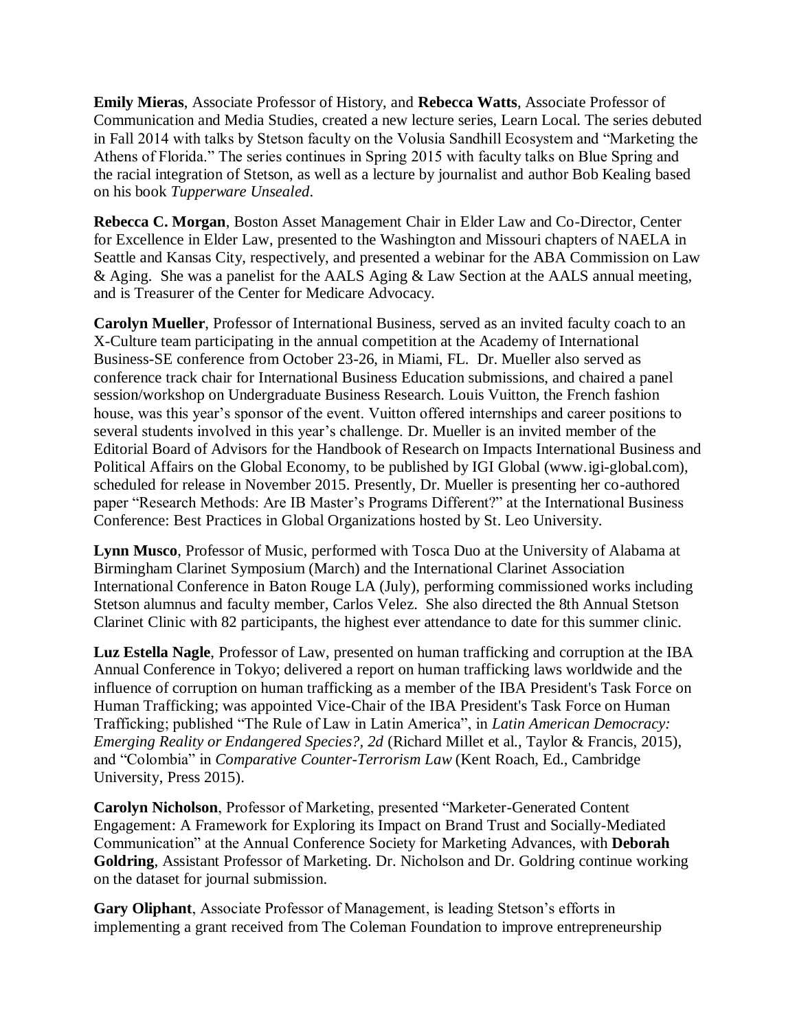**Emily Mieras**, Associate Professor of History, and **Rebecca Watts**, Associate Professor of Communication and Media Studies, created a new lecture series, Learn Local. The series debuted in Fall 2014 with talks by Stetson faculty on the Volusia Sandhill Ecosystem and "Marketing the Athens of Florida." The series continues in Spring 2015 with faculty talks on Blue Spring and the racial integration of Stetson, as well as a lecture by journalist and author Bob Kealing based on his book *Tupperware Unsealed*.

**Rebecca C. Morgan**, Boston Asset Management Chair in Elder Law and Co-Director, Center for Excellence in Elder Law, presented to the Washington and Missouri chapters of NAELA in Seattle and Kansas City, respectively, and presented a webinar for the ABA Commission on Law & Aging. She was a panelist for the AALS Aging & Law Section at the AALS annual meeting, and is Treasurer of the Center for Medicare Advocacy.

**Carolyn Mueller**, Professor of International Business, served as an invited faculty coach to an X-Culture team participating in the annual competition at the Academy of International Business-SE conference from October 23-26, in Miami, FL. Dr. Mueller also served as conference track chair for International Business Education submissions, and chaired a panel session/workshop on Undergraduate Business Research. Louis Vuitton, the French fashion house, was this year's sponsor of the event. Vuitton offered internships and career positions to several students involved in this year's challenge. Dr. Mueller is an invited member of the Editorial Board of Advisors for the Handbook of Research on Impacts International Business and Political Affairs on the Global Economy, to be published by IGI Global (www.igi-global.com), scheduled for release in November 2015. Presently, Dr. Mueller is presenting her co-authored paper "Research Methods: Are IB Master's Programs Different?" at the International Business Conference: Best Practices in Global Organizations hosted by St. Leo University.

**Lynn Musco**, Professor of Music, performed with Tosca Duo at the University of Alabama at Birmingham Clarinet Symposium (March) and the International Clarinet Association International Conference in Baton Rouge LA (July), performing commissioned works including Stetson alumnus and faculty member, Carlos Velez. She also directed the 8th Annual Stetson Clarinet Clinic with 82 participants, the highest ever attendance to date for this summer clinic.

**Luz Estella Nagle**, Professor of Law, presented on human trafficking and corruption at the IBA Annual Conference in Tokyo; delivered a report on human trafficking laws worldwide and the influence of corruption on human trafficking as a member of the IBA President's Task Force on Human Trafficking; was appointed Vice-Chair of the IBA President's Task Force on Human Trafficking; published "The Rule of Law in Latin America", in *Latin American Democracy: Emerging Reality or Endangered Species?, 2d* (Richard Millet et al., Taylor & Francis, 2015), and "Colombia" in *Comparative Counter-Terrorism Law* (Kent Roach, Ed., Cambridge University, Press 2015).

**Carolyn Nicholson**, Professor of Marketing, presented "Marketer-Generated Content Engagement: A Framework for Exploring its Impact on Brand Trust and Socially-Mediated Communication" at the Annual Conference Society for Marketing Advances, with **Deborah Goldring**, Assistant Professor of Marketing. Dr. Nicholson and Dr. Goldring continue working on the dataset for journal submission.

**Gary Oliphant**, Associate Professor of Management, is leading Stetson's efforts in implementing a grant received from The Coleman Foundation to improve entrepreneurship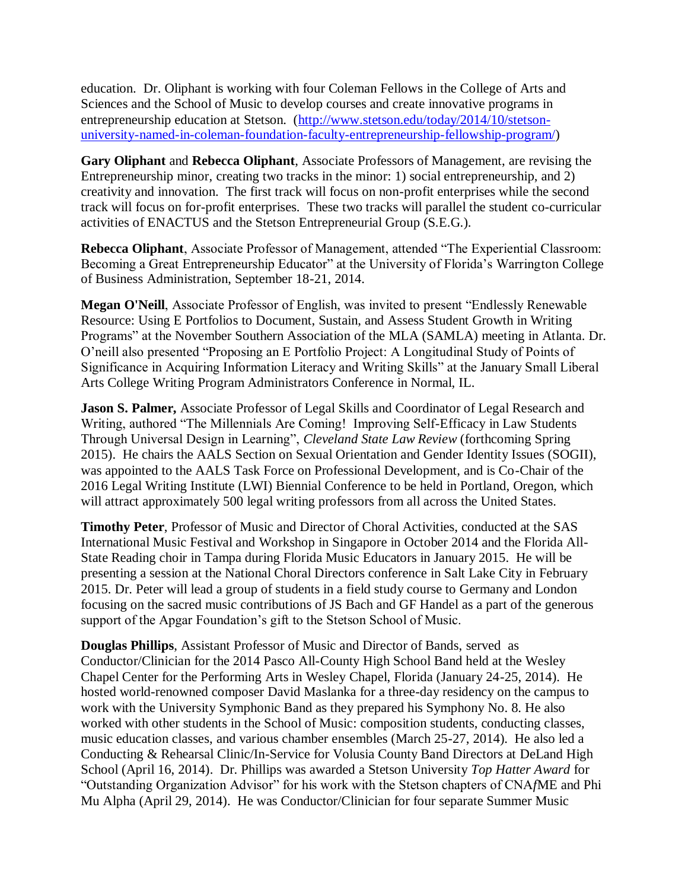education. Dr. Oliphant is working with four Coleman Fellows in the College of Arts and Sciences and the School of Music to develop courses and create innovative programs in entrepreneurship education at Stetson. ([http://www.stetson.edu/today/2014/10/stetson-university-named-in-coleman-foundation-faculty-entrepreneurship-fellowship-program/](http://www.stetson.edu/today/2014/10/stetson-university-named-in-coleman-foundation-faculty-entrepreneurship-fellowship-program/))

**Gary Oliphant** and **Rebecca Oliphant**, Associate Professors of Management, are revising the Entrepreneurship minor, creating two tracks in the minor: 1) social entrepreneurship, and 2) creativity and innovation. The first track will focus on non-profit enterprises while the second track will focus on for-profit enterprises. These two tracks will parallel the student co-curricular activities of ENACTUS and the Stetson Entrepreneurial Group (S.E.G.).

**Rebecca Oliphant**, Associate Professor of Management, attended "The Experiential Classroom: Becoming a Great Entrepreneurship Educator" at the University of Florida's Warrington College of Business Administration, September 18-21, 2014.

**Megan O'Neill**, Associate Professor of English, was invited to present "Endlessly Renewable Resource: Using E Portfolios to Document, Sustain, and Assess Student Growth in Writing Programs" at the November Southern Association of the MLA (SAMLA) meeting in Atlanta. Dr. O'neill also presented "Proposing an E Portfolio Project: A Longitudinal Study of Points of Significance in Acquiring Information Literacy and Writing Skills" at the January Small Liberal Arts College Writing Program Administrators Conference in Normal, IL.

**Jason S. Palmer,** Associate Professor of Legal Skills and Coordinator of Legal Research and Writing, authored "The Millennials Are Coming! Improving Self-Efficacy in Law Students Through Universal Design in Learning", *Cleveland State Law Review* (forthcoming Spring 2015). He chairs the AALS Section on Sexual Orientation and Gender Identity Issues (SOGII), was appointed to the AALS Task Force on Professional Development, and is Co-Chair of the 2016 Legal Writing Institute (LWI) Biennial Conference to be held in Portland, Oregon, which will attract approximately 500 legal writing professors from all across the United States.

**Timothy Peter**, Professor of Music and Director of Choral Activities, conducted at the SAS International Music Festival and Workshop in Singapore in October 2014 and the Florida All-State Reading choir in Tampa during Florida Music Educators in January 2015. He will be presenting a session at the National Choral Directors conference in Salt Lake City in February 2015. Dr. Peter will lead a group of students in a field study course to Germany and London focusing on the sacred music contributions of JS Bach and GF Handel as a part of the generous support of the Apgar Foundation's gift to the Stetson School of Music.

**Douglas Phillips**, Assistant Professor of Music and Director of Bands, served as Conductor/Clinician for the 2014 Pasco All-County High School Band held at the Wesley Chapel Center for the Performing Arts in Wesley Chapel, Florida (January 24-25, 2014). He hosted world-renowned composer David Maslanka for a three-day residency on the campus to work with the University Symphonic Band as they prepared his Symphony No. 8. He also worked with other students in the School of Music: composition students, conducting classes, music education classes, and various chamber ensembles (March 25-27, 2014). He also led a Conducting & Rehearsal Clinic/In-Service for Volusia County Band Directors at DeLand High School (April 16, 2014). Dr. Phillips was awarded a Stetson University *Top Hatter Award* for "Outstanding Organization Advisor" for his work with the Stetson chapters of CNA*f*ME and Phi Mu Alpha (April 29, 2014). He was Conductor/Clinician for four separate Summer Music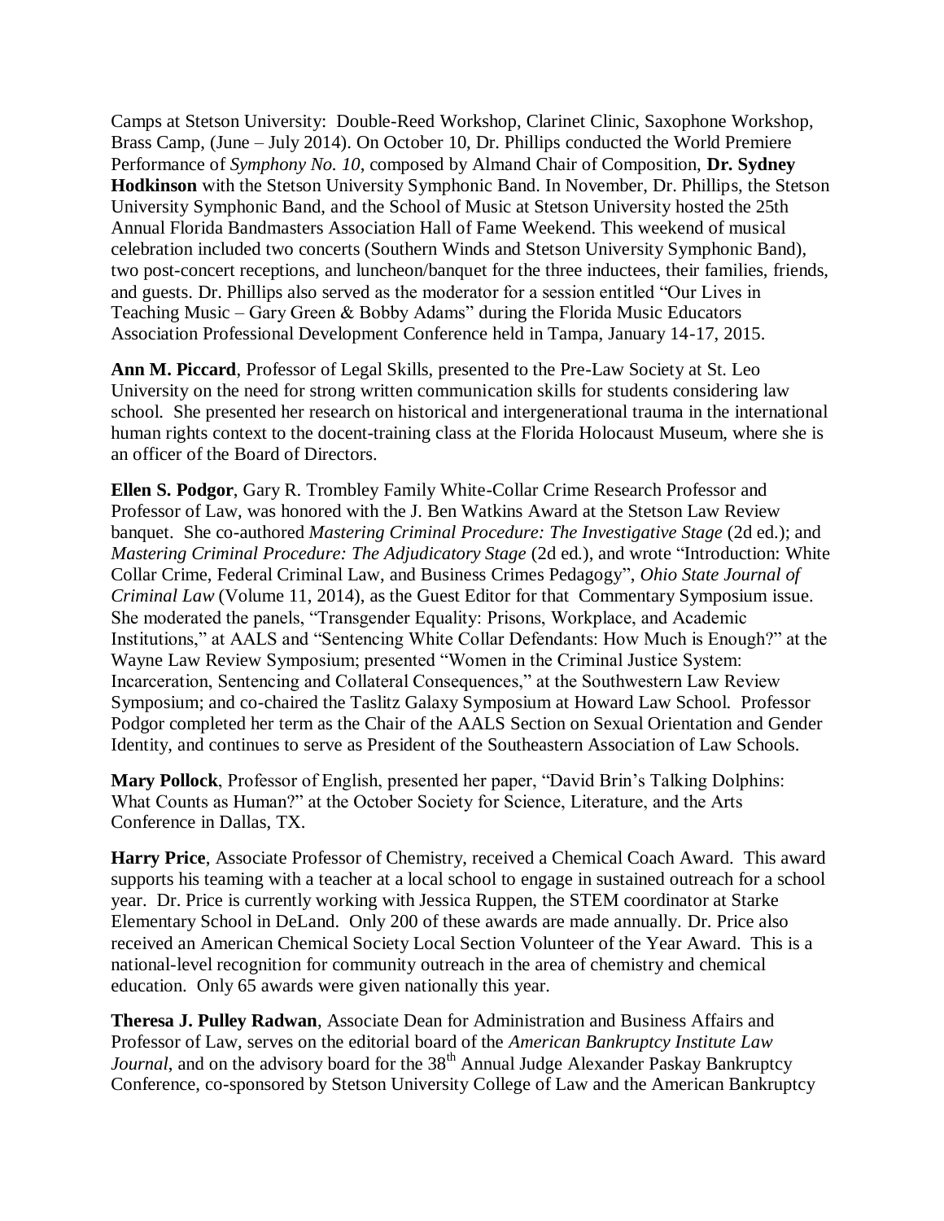Camps at Stetson University: Double-Reed Workshop, Clarinet Clinic, Saxophone Workshop, Brass Camp, (June – July 2014). On October 10, Dr. Phillips conducted the World Premiere Performance of *Symphony No. 10*, composed by Almand Chair of Composition, **Dr. Sydney Hodkinson** with the Stetson University Symphonic Band. In November, Dr. Phillips, the Stetson University Symphonic Band, and the School of Music at Stetson University hosted the 25th Annual Florida Bandmasters Association Hall of Fame Weekend. This weekend of musical celebration included two concerts (Southern Winds and Stetson University Symphonic Band), two post-concert receptions, and luncheon/banquet for the three inductees, their families, friends, and guests. Dr. Phillips also served as the moderator for a session entitled "Our Lives in Teaching Music – Gary Green & Bobby Adams" during the Florida Music Educators Association Professional Development Conference held in Tampa, January 14-17, 2015.

**Ann M. Piccard**, Professor of Legal Skills, presented to the Pre-Law Society at St. Leo University on the need for strong written communication skills for students considering law school. She presented her research on historical and intergenerational trauma in the international human rights context to the docent-training class at the Florida Holocaust Museum, where she is an officer of the Board of Directors.

**Ellen S. Podgor**, Gary R. Trombley Family White-Collar Crime Research Professor and Professor of Law, was honored with the J. Ben Watkins Award at the Stetson Law Review banquet. She co-authored *Mastering Criminal Procedure: The Investigative Stage* (2d ed.); and *Mastering Criminal Procedure: The Adjudicatory Stage* (2d ed.), and wrote "Introduction: White Collar Crime, Federal Criminal Law, and Business Crimes Pedagogy", *Ohio State Journal of Criminal Law* (Volume 11, 2014), as the Guest Editor for that Commentary Symposium issue. She moderated the panels, "Transgender Equality: Prisons, Workplace, and Academic Institutions," at AALS and "Sentencing White Collar Defendants: How Much is Enough?" at the Wayne Law Review Symposium; presented "Women in the Criminal Justice System: Incarceration, Sentencing and Collateral Consequences," at the Southwestern Law Review Symposium; and co-chaired the Taslitz Galaxy Symposium at Howard Law School. Professor Podgor completed her term as the Chair of the AALS Section on Sexual Orientation and Gender Identity, and continues to serve as President of the Southeastern Association of Law Schools.

**Mary Pollock**, Professor of English, presented her paper, "David Brin's Talking Dolphins: What Counts as Human?" at the October Society for Science, Literature, and the Arts Conference in Dallas, TX.

**Harry Price**, Associate Professor of Chemistry, received a Chemical Coach Award. This award supports his teaming with a teacher at a local school to engage in sustained outreach for a school year. Dr. Price is currently working with Jessica Ruppen, the STEM coordinator at Starke Elementary School in DeLand. Only 200 of these awards are made annually. Dr. Price also received an American Chemical Society Local Section Volunteer of the Year Award. This is a national-level recognition for community outreach in the area of chemistry and chemical education. Only 65 awards were given nationally this year.

**Theresa J. Pulley Radwan**, Associate Dean for Administration and Business Affairs and Professor of Law, serves on the editorial board of the *American Bankruptcy Institute Law Journal*, and on the advisory board for the 38th Annual Judge Alexander Paskay Bankruptcy Conference, co-sponsored by Stetson University College of Law and the American Bankruptcy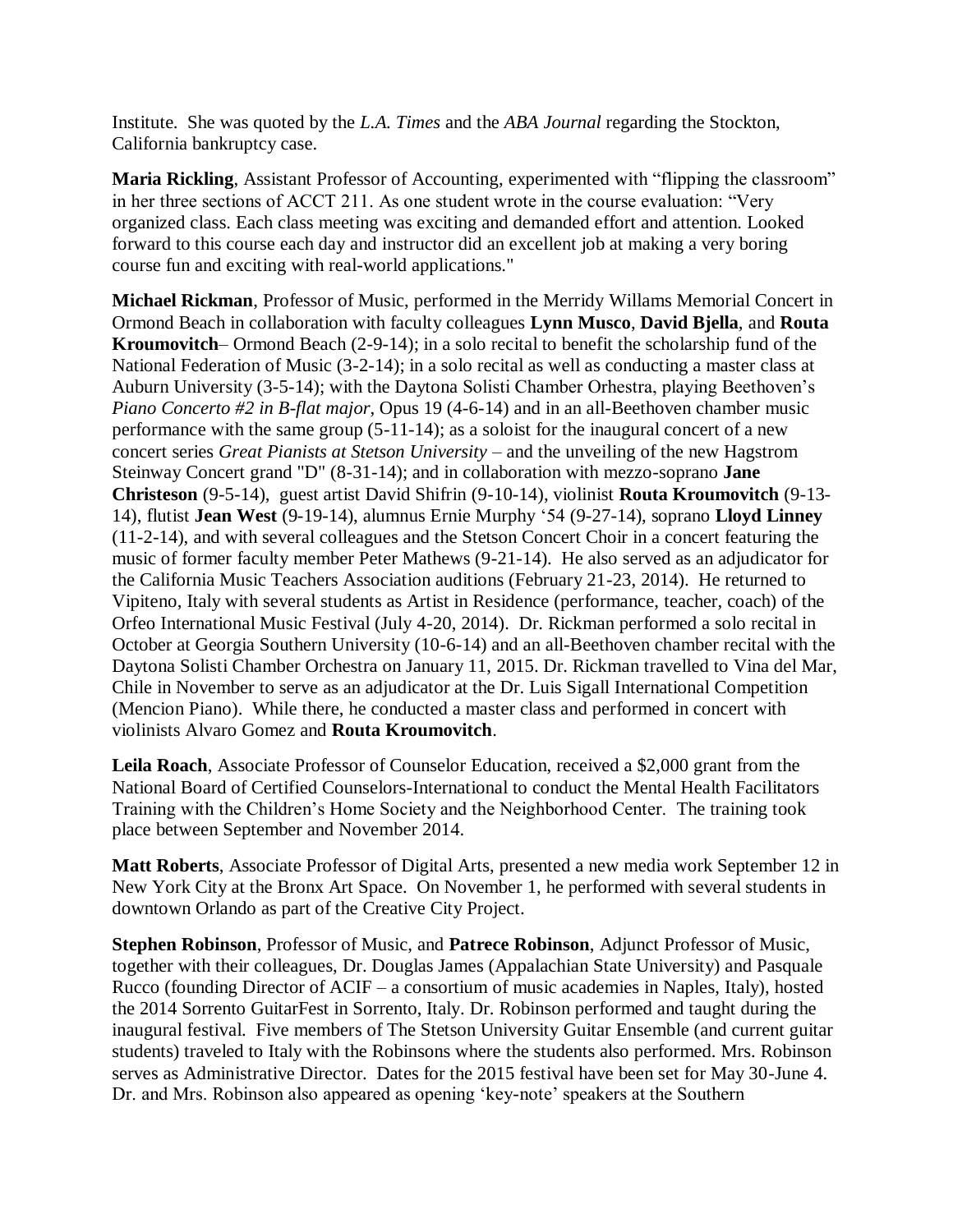Institute. She was quoted by the *L.A. Times* and the *ABA Journal* regarding the Stockton, California bankruptcy case.

**Maria Rickling**, Assistant Professor of Accounting, experimented with "flipping the classroom" in her three sections of ACCT 211. As one student wrote in the course evaluation: "Very organized class. Each class meeting was exciting and demanded effort and attention. Looked forward to this course each day and instructor did an excellent job at making a very boring course fun and exciting with real-world applications."

**Michael Rickman**, Professor of Music, performed in the Merridy Willams Memorial Concert in Ormond Beach in collaboration with faculty colleagues **Lynn Musco**, **David Bjella**, and **Routa Kroumovitch**– Ormond Beach (2-9-14); in a solo recital to benefit the scholarship fund of the National Federation of Music (3-2-14); in a solo recital as well as conducting a master class at Auburn University (3-5-14); with the Daytona Solisti Chamber Orhestra, playing Beethoven's *Piano Concerto #2 in B-flat major*, Opus 19 (4-6-14) and in an all-Beethoven chamber music performance with the same group (5-11-14); as a soloist for the inaugural concert of a new concert series *Great Pianists at Stetson University* – and the unveiling of the new Hagstrom Steinway Concert grand "D" (8-31-14); and in collaboration with mezzo-soprano **Jane Christeson** (9-5-14), guest artist David Shifrin (9-10-14), violinist **Routa Kroumovitch** (9-13-14), flutist **Jean West** (9-19-14), alumnus Ernie Murphy '54 (9-27-14), soprano **Lloyd Linney** (11-2-14), and with several colleagues and the Stetson Concert Choir in a concert featuring the music of former faculty member Peter Mathews (9-21-14). He also served as an adjudicator for the California Music Teachers Association auditions (February 21-23, 2014). He returned to Vipiteno, Italy with several students as Artist in Residence (performance, teacher, coach) of the Orfeo International Music Festival (July 4-20, 2014). Dr. Rickman performed a solo recital in October at Georgia Southern University (10-6-14) and an all-Beethoven chamber recital with the Daytona Solisti Chamber Orchestra on January 11, 2015. Dr. Rickman travelled to Vina del Mar, Chile in November to serve as an adjudicator at the Dr. Luis Sigall International Competition (Mencion Piano). While there, he conducted a master class and performed in concert with violinists Alvaro Gomez and **Routa Kroumovitch**.

**Leila Roach**, Associate Professor of Counselor Education, received a $2,000 grant from the National Board of Certified Counselors-International to conduct the Mental Health Facilitators Training with the Children's Home Society and the Neighborhood Center. The training took place between September and November 2014.

**Matt Roberts**, Associate Professor of Digital Arts, presented a new media work September 12 in New York City at the Bronx Art Space. On November 1, he performed with several students in downtown Orlando as part of the Creative City Project.

**Stephen Robinson**, Professor of Music, and **Patrece Robinson**, Adjunct Professor of Music, together with their colleagues, Dr. Douglas James (Appalachian State University) and Pasquale Rucco (founding Director of ACIF – a consortium of music academies in Naples, Italy), hosted the 2014 Sorrento GuitarFest in Sorrento, Italy. Dr. Robinson performed and taught during the inaugural festival. Five members of The Stetson University Guitar Ensemble (and current guitar students) traveled to Italy with the Robinsons where the students also performed. Mrs. Robinson serves as Administrative Director. Dates for the 2015 festival have been set for May 30-June 4. Dr. and Mrs. Robinson also appeared as opening 'key-note' speakers at the Southern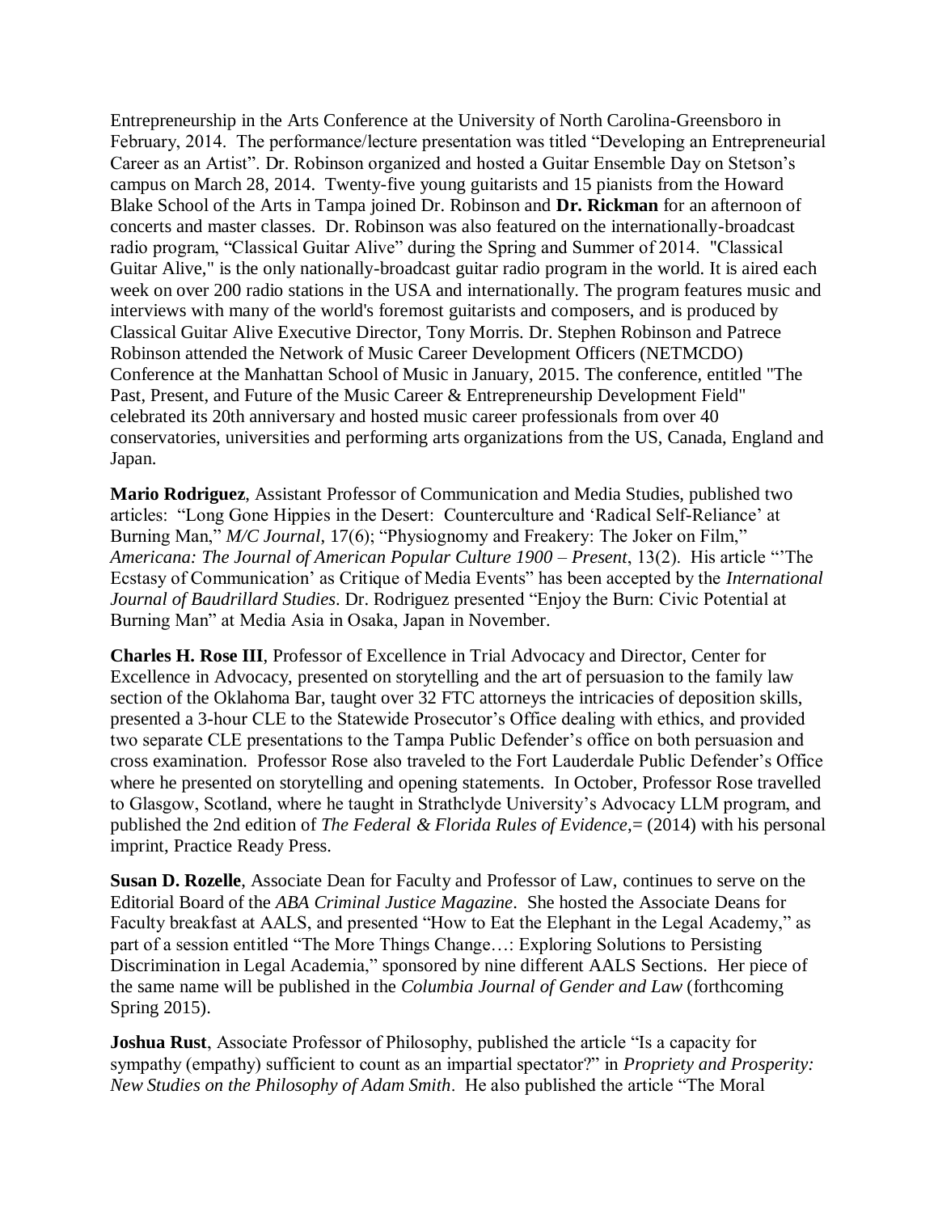Entrepreneurship in the Arts Conference at the University of North Carolina-Greensboro in February, 2014. The performance/lecture presentation was titled "Developing an Entrepreneurial Career as an Artist". Dr. Robinson organized and hosted a Guitar Ensemble Day on Stetson's campus on March 28, 2014. Twenty-five young guitarists and 15 pianists from the Howard Blake School of the Arts in Tampa joined Dr. Robinson and **Dr. Rickman** for an afternoon of concerts and master classes. Dr. Robinson was also featured on the internationally-broadcast radio program, "Classical Guitar Alive" during the Spring and Summer of 2014. "Classical Guitar Alive," is the only nationally-broadcast guitar radio program in the world. It is aired each week on over 200 radio stations in the USA and internationally. The program features music and interviews with many of the world's foremost guitarists and composers, and is produced by Classical Guitar Alive Executive Director, Tony Morris. Dr. Stephen Robinson and Patrece Robinson attended the Network of Music Career Development Officers (NETMCDO) Conference at the Manhattan School of Music in January, 2015. The conference, entitled "The Past, Present, and Future of the Music Career & Entrepreneurship Development Field" celebrated its 20th anniversary and hosted music career professionals from over 40 conservatories, universities and performing arts organizations from the US, Canada, England and Japan.

**Mario Rodriguez**, Assistant Professor of Communication and Media Studies, published two articles: "Long Gone Hippies in the Desert: Counterculture and 'Radical Self-Reliance' at Burning Man," *M/C Journal*, 17(6); "Physiognomy and Freakery: The Joker on Film," *Americana: The Journal of American Popular Culture 1900 – Present*, 13(2). His article "'The Ecstasy of Communication' as Critique of Media Events" has been accepted by the *International Journal of Baudrillard Studies*. Dr. Rodriguez presented "Enjoy the Burn: Civic Potential at Burning Man" at Media Asia in Osaka, Japan in November.

**Charles H. Rose III**, Professor of Excellence in Trial Advocacy and Director, Center for Excellence in Advocacy, presented on storytelling and the art of persuasion to the family law section of the Oklahoma Bar, taught over 32 FTC attorneys the intricacies of deposition skills, presented a 3-hour CLE to the Statewide Prosecutor's Office dealing with ethics, and provided two separate CLE presentations to the Tampa Public Defender's office on both persuasion and cross examination. Professor Rose also traveled to the Fort Lauderdale Public Defender's Office where he presented on storytelling and opening statements. In October, Professor Rose travelled to Glasgow, Scotland, where he taught in Strathclyde University's Advocacy LLM program, and published the 2nd edition of *The Federal & Florida Rules of Evidence*,= (2014) with his personal imprint, Practice Ready Press.

**Susan D. Rozelle**, Associate Dean for Faculty and Professor of Law, continues to serve on the Editorial Board of the *ABA Criminal Justice Magazine*. She hosted the Associate Deans for Faculty breakfast at AALS, and presented "How to Eat the Elephant in the Legal Academy," as part of a session entitled "The More Things Change…: Exploring Solutions to Persisting Discrimination in Legal Academia," sponsored by nine different AALS Sections. Her piece of the same name will be published in the *Columbia Journal of Gender and Law* (forthcoming Spring 2015).

**Joshua Rust**, Associate Professor of Philosophy, published the article "Is a capacity for sympathy (empathy) sufficient to count as an impartial spectator?" in *Propriety and Prosperity: New Studies on the Philosophy of Adam Smith*. He also published the article "The Moral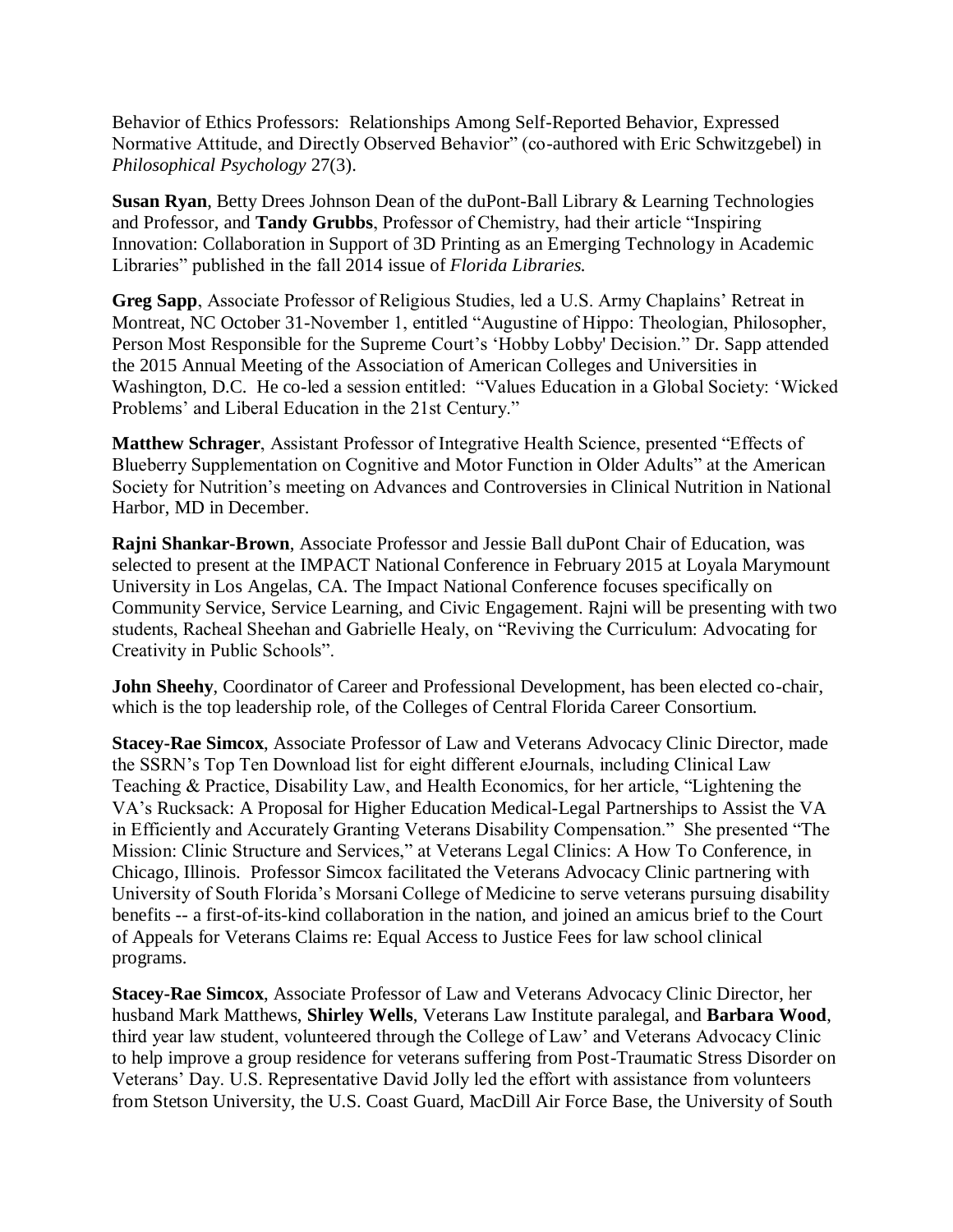Behavior of Ethics Professors: Relationships Among Self-Reported Behavior, Expressed Normative Attitude, and Directly Observed Behavior" (co-authored with Eric Schwitzgebel) in *Philosophical Psychology* 27(3).

**Susan Ryan**, Betty Drees Johnson Dean of the duPont-Ball Library & Learning Technologies and Professor, and **Tandy Grubbs**, Professor of Chemistry, had their article "Inspiring Innovation: Collaboration in Support of 3D Printing as an Emerging Technology in Academic Libraries" published in the fall 2014 issue of *Florida Libraries.*

**Greg Sapp**, Associate Professor of Religious Studies, led a U.S. Army Chaplains' Retreat in Montreat, NC October 31-November 1, entitled "Augustine of Hippo: Theologian, Philosopher, Person Most Responsible for the Supreme Court's 'Hobby Lobby' Decision." Dr. Sapp attended the 2015 Annual Meeting of the Association of American Colleges and Universities in Washington, D.C. He co-led a session entitled: "Values Education in a Global Society: 'Wicked Problems' and Liberal Education in the 21st Century."

**Matthew Schrager**, Assistant Professor of Integrative Health Science, presented "Effects of Blueberry Supplementation on Cognitive and Motor Function in Older Adults" at the American Society for Nutrition's meeting on Advances and Controversies in Clinical Nutrition in National Harbor, MD in December.

**Rajni Shankar-Brown**, Associate Professor and Jessie Ball duPont Chair of Education, was selected to present at the IMPACT National Conference in February 2015 at Loyala Marymount University in Los Angelas, CA. The Impact National Conference focuses specifically on Community Service, Service Learning, and Civic Engagement. Rajni will be presenting with two students, Racheal Sheehan and Gabrielle Healy, on "Reviving the Curriculum: Advocating for Creativity in Public Schools".

**John Sheehy**, Coordinator of Career and Professional Development, has been elected co-chair, which is the top leadership role, of the Colleges of Central Florida Career Consortium.

**Stacey-Rae Simcox**, Associate Professor of Law and Veterans Advocacy Clinic Director, made the SSRN's Top Ten Download list for eight different eJournals, including Clinical Law Teaching & Practice, Disability Law, and Health Economics, for her article, "Lightening the VA's Rucksack: A Proposal for Higher Education Medical-Legal Partnerships to Assist the VA in Efficiently and Accurately Granting Veterans Disability Compensation." She presented "The Mission: Clinic Structure and Services," at Veterans Legal Clinics: A How To Conference, in Chicago, Illinois. Professor Simcox facilitated the Veterans Advocacy Clinic partnering with University of South Florida's Morsani College of Medicine to serve veterans pursuing disability benefits -- a first-of-its-kind collaboration in the nation, and joined an amicus brief to the Court of Appeals for Veterans Claims re: Equal Access to Justice Fees for law school clinical programs.

**Stacey-Rae Simcox**, Associate Professor of Law and Veterans Advocacy Clinic Director, her husband Mark Matthews, **Shirley Wells**, Veterans Law Institute paralegal, and **Barbara Wood**, third year law student, volunteered through the College of Law' and Veterans Advocacy Clinic to help improve a group residence for veterans suffering from Post-Traumatic Stress Disorder on Veterans' Day. U.S. Representative David Jolly led the effort with assistance from volunteers from Stetson University, the U.S. Coast Guard, MacDill Air Force Base, the University of South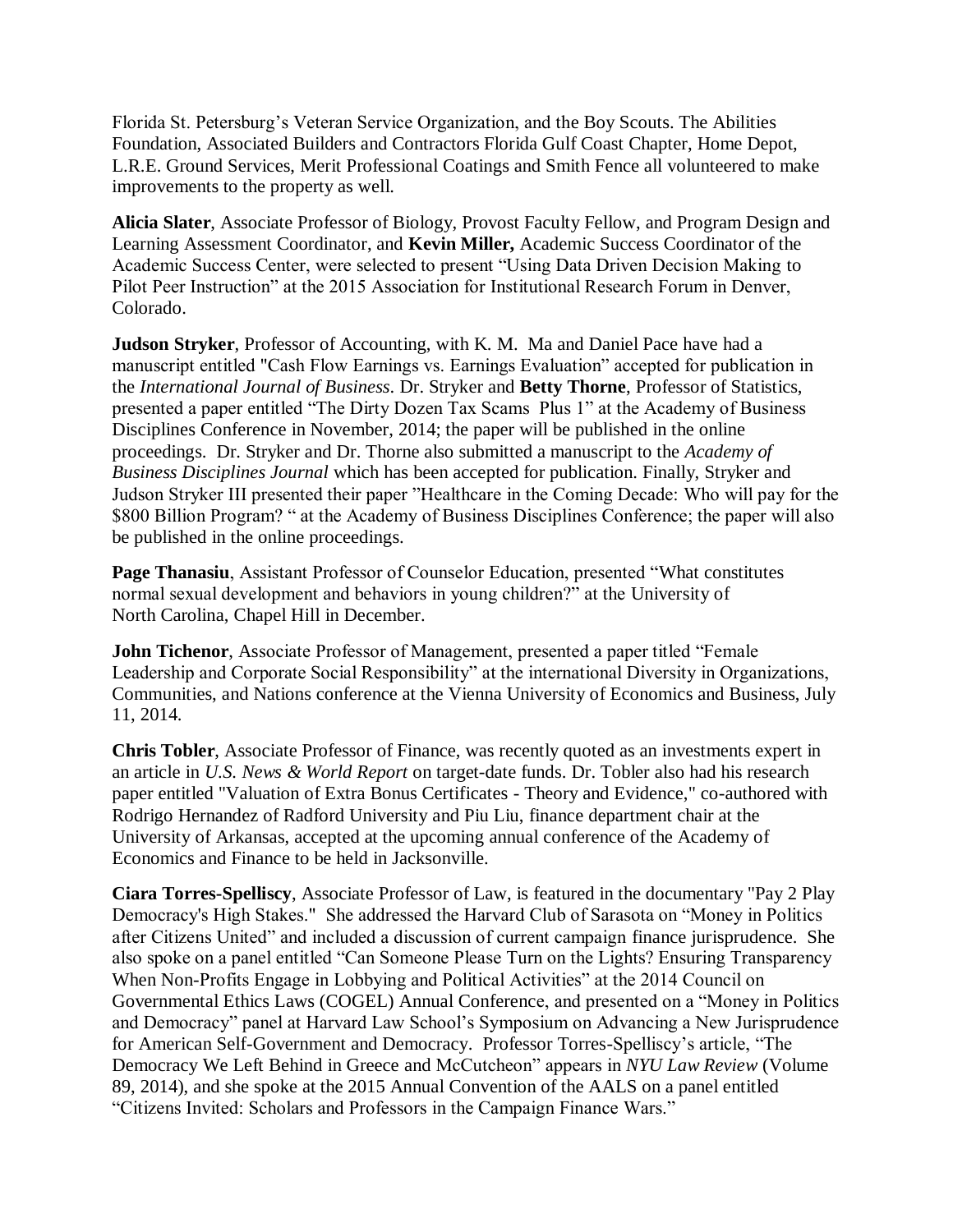Florida St. Petersburg's Veteran Service Organization, and the Boy Scouts. The Abilities Foundation, Associated Builders and Contractors Florida Gulf Coast Chapter, Home Depot, L.R.E. Ground Services, Merit Professional Coatings and Smith Fence all volunteered to make improvements to the property as well.

**Alicia Slater**, Associate Professor of Biology, Provost Faculty Fellow, and Program Design and Learning Assessment Coordinator, and **Kevin Miller,** Academic Success Coordinator of the Academic Success Center, were selected to present "Using Data Driven Decision Making to Pilot Peer Instruction" at the 2015 Association for Institutional Research Forum in Denver, Colorado.

**Judson Stryker**, Professor of Accounting, with K. M. Ma and Daniel Pace have had a manuscript entitled "Cash Flow Earnings vs. Earnings Evaluation" accepted for publication in the *International Journal of Business*. Dr. Stryker and **Betty Thorne**, Professor of Statistics, presented a paper entitled "The Dirty Dozen Tax Scams Plus 1" at the Academy of Business Disciplines Conference in November, 2014; the paper will be published in the online proceedings. Dr. Stryker and Dr. Thorne also submitted a manuscript to the *Academy of Business Disciplines Journal* which has been accepted for publication. Finally, Stryker and Judson Stryker III presented their paper "Healthcare in the Coming Decade: Who will pay for the $800 Billion Program? " at the Academy of Business Disciplines Conference; the paper will also be published in the online proceedings.

**Page Thanasiu**, Assistant Professor of Counselor Education, presented "What constitutes normal sexual development and behaviors in young children?" at the University of North Carolina, Chapel Hill in December.

**John Tichenor**, Associate Professor of Management, presented a paper titled "Female Leadership and Corporate Social Responsibility" at the international Diversity in Organizations, Communities, and Nations conference at the Vienna University of Economics and Business, July 11, 2014.

**Chris Tobler**, Associate Professor of Finance, was recently quoted as an investments expert in an article in *U.S. News & World Report* on target-date funds. Dr. Tobler also had his research paper entitled "Valuation of Extra Bonus Certificates - Theory and Evidence," co-authored with Rodrigo Hernandez of Radford University and Piu Liu, finance department chair at the University of Arkansas, accepted at the upcoming annual conference of the Academy of Economics and Finance to be held in Jacksonville.

**Ciara Torres-Spelliscy**, Associate Professor of Law, is featured in the documentary "Pay 2 Play Democracy's High Stakes." She addressed the Harvard Club of Sarasota on "Money in Politics after Citizens United" and included a discussion of current campaign finance jurisprudence. She also spoke on a panel entitled "Can Someone Please Turn on the Lights? Ensuring Transparency When Non-Profits Engage in Lobbying and Political Activities" at the 2014 Council on Governmental Ethics Laws (COGEL) Annual Conference, and presented on a "Money in Politics and Democracy" panel at Harvard Law School's Symposium on Advancing a New Jurisprudence for American Self-Government and Democracy. Professor Torres-Spelliscy's article, "The Democracy We Left Behind in Greece and McCutcheon" appears in *NYU Law Review* (Volume 89, 2014), and she spoke at the 2015 Annual Convention of the AALS on a panel entitled "Citizens Invited: Scholars and Professors in the Campaign Finance Wars."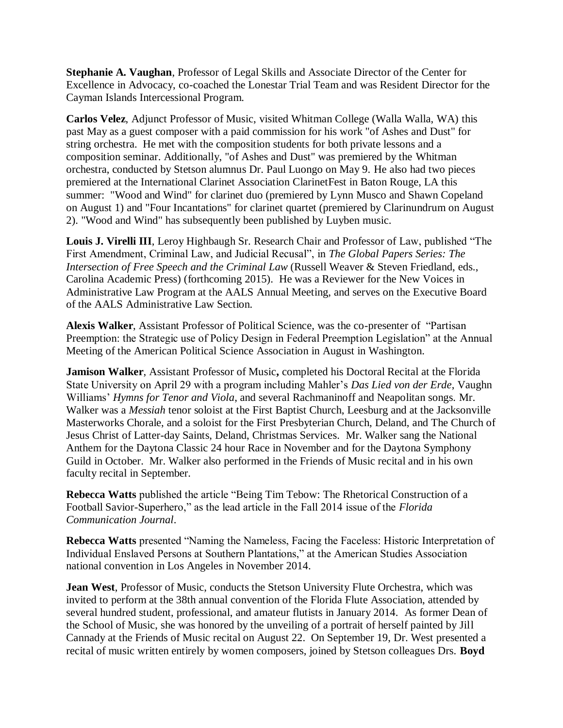**Stephanie A. Vaughan**, Professor of Legal Skills and Associate Director of the Center for Excellence in Advocacy, co-coached the Lonestar Trial Team and was Resident Director for the Cayman Islands Intercessional Program.

**Carlos Velez**, Adjunct Professor of Music, visited Whitman College (Walla Walla, WA) this past May as a guest composer with a paid commission for his work "of Ashes and Dust" for string orchestra. He met with the composition students for both private lessons and a composition seminar. Additionally, "of Ashes and Dust" was premiered by the Whitman orchestra, conducted by Stetson alumnus Dr. Paul Luongo on May 9. He also had two pieces premiered at the International Clarinet Association ClarinetFest in Baton Rouge, LA this summer: "Wood and Wind" for clarinet duo (premiered by Lynn Musco and Shawn Copeland on August 1) and "Four Incantations" for clarinet quartet (premiered by Clarinundrum on August 2). "Wood and Wind" has subsequently been published by Luyben music.

**Louis J. Virelli III**, Leroy Highbaugh Sr. Research Chair and Professor of Law, published "The First Amendment, Criminal Law, and Judicial Recusal", in *The Global Papers Series: The Intersection of Free Speech and the Criminal Law* (Russell Weaver & Steven Friedland, eds., Carolina Academic Press) (forthcoming 2015). He was a Reviewer for the New Voices in Administrative Law Program at the AALS Annual Meeting, and serves on the Executive Board of the AALS Administrative Law Section.

**Alexis Walker**, Assistant Professor of Political Science, was the co-presenter of "Partisan Preemption: the Strategic use of Policy Design in Federal Preemption Legislation" at the Annual Meeting of the American Political Science Association in August in Washington.

**Jamison Walker**, Assistant Professor of Music**,** completed his Doctoral Recital at the Florida State University on April 29 with a program including Mahler's *Das Lied von der Erde*, Vaughn Williams' *Hymns for Tenor and Viola*, and several Rachmaninoff and Neapolitan songs. Mr. Walker was a *Messiah* tenor soloist at the First Baptist Church, Leesburg and at the Jacksonville Masterworks Chorale, and a soloist for the First Presbyterian Church, Deland, and The Church of Jesus Christ of Latter-day Saints, Deland, Christmas Services. Mr. Walker sang the National Anthem for the Daytona Classic 24 hour Race in November and for the Daytona Symphony Guild in October. Mr. Walker also performed in the Friends of Music recital and in his own faculty recital in September.

**Rebecca Watts** published the article "Being Tim Tebow: The Rhetorical Construction of a Football Savior-Superhero," as the lead article in the Fall 2014 issue of the *Florida Communication Journal*.

**Rebecca Watts** presented "Naming the Nameless, Facing the Faceless: Historic Interpretation of Individual Enslaved Persons at Southern Plantations," at the American Studies Association national convention in Los Angeles in November 2014.

**Jean West**, Professor of Music, conducts the Stetson University Flute Orchestra, which was invited to perform at the 38th annual convention of the Florida Flute Association, attended by several hundred student, professional, and amateur flutists in January 2014. As former Dean of the School of Music, she was honored by the unveiling of a portrait of herself painted by Jill Cannady at the Friends of Music recital on August 22. On September 19, Dr. West presented a recital of music written entirely by women composers, joined by Stetson colleagues Drs. **Boyd**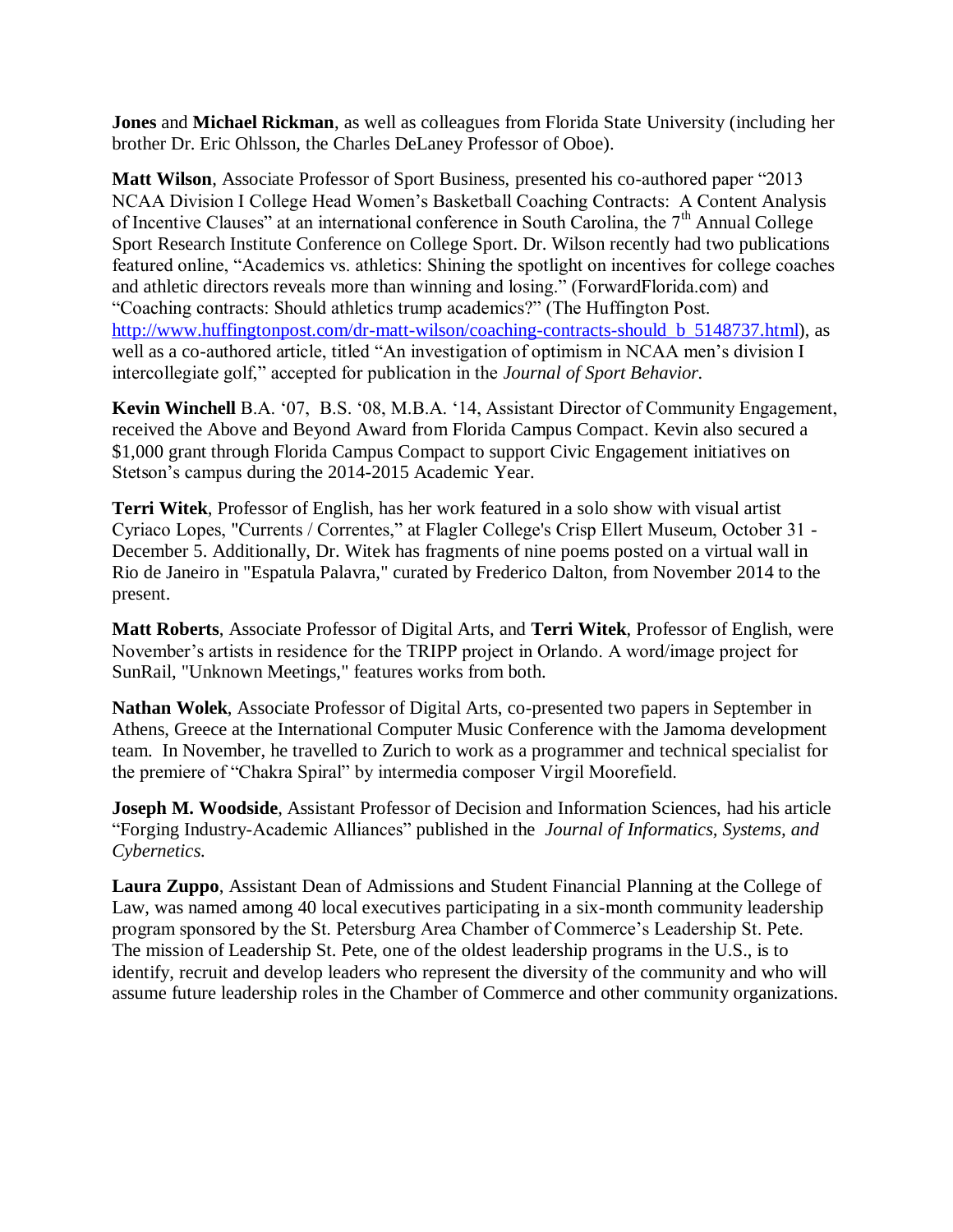**Jones** and **Michael Rickman**, as well as colleagues from Florida State University (including her brother Dr. Eric Ohlsson, the Charles DeLaney Professor of Oboe).

**Matt Wilson**, Associate Professor of Sport Business, presented his co-authored paper "2013 NCAA Division I College Head Women's Basketball Coaching Contracts: A Content Analysis of Incentive Clauses" at an international conference in South Carolina, the 7th Annual College Sport Research Institute Conference on College Sport. Dr. Wilson recently had two publications featured online, "Academics vs. athletics: Shining the spotlight on incentives for college coaches and athletic directors reveals more than winning and losing." (ForwardFlorida.com) and "Coaching contracts: Should athletics trump academics?" (The Huffington Post. http://www.huffingtonpost.com/dr-matt-wilson/coaching-contracts-should_b_5148737.html), as well as a co-authored article, titled "An investigation of optimism in NCAA men's division I intercollegiate golf," accepted for publication in the *Journal of Sport Behavior.*

**Kevin Winchell** B.A. '07, B.S. '08, M.B.A. '14, Assistant Director of Community Engagement, received the Above and Beyond Award from Florida Campus Compact. Kevin also secured a $1,000 grant through Florida Campus Compact to support Civic Engagement initiatives on Stetson's campus during the 2014-2015 Academic Year.

**Terri Witek**, Professor of English, has her work featured in a solo show with visual artist Cyriaco Lopes, "Currents / Correntes," at Flagler College's Crisp Ellert Museum, October 31 - December 5. Additionally, Dr. Witek has fragments of nine poems posted on a virtual wall in Rio de Janeiro in "Espatula Palavra," curated by Frederico Dalton, from November 2014 to the present.

**Matt Roberts**, Associate Professor of Digital Arts, and **Terri Witek**, Professor of English, were November's artists in residence for the TRIPP project in Orlando. A word/image project for SunRail, "Unknown Meetings," features works from both.

**Nathan Wolek**, Associate Professor of Digital Arts, co-presented two papers in September in Athens, Greece at the International Computer Music Conference with the Jamoma development team. In November, he travelled to Zurich to work as a programmer and technical specialist for the premiere of "Chakra Spiral" by intermedia composer Virgil Moorefield.

**Joseph M. Woodside**, Assistant Professor of Decision and Information Sciences, had his article "Forging Industry-Academic Alliances" published in the *Journal of Informatics, Systems, and Cybernetics.*

**Laura Zuppo**, Assistant Dean of Admissions and Student Financial Planning at the College of Law, was named among 40 local executives participating in a six-month community leadership program sponsored by the St. Petersburg Area Chamber of Commerce's Leadership St. Pete. The mission of Leadership St. Pete, one of the oldest leadership programs in the U.S., is to identify, recruit and develop leaders who represent the diversity of the community and who will assume future leadership roles in the Chamber of Commerce and other community organizations.